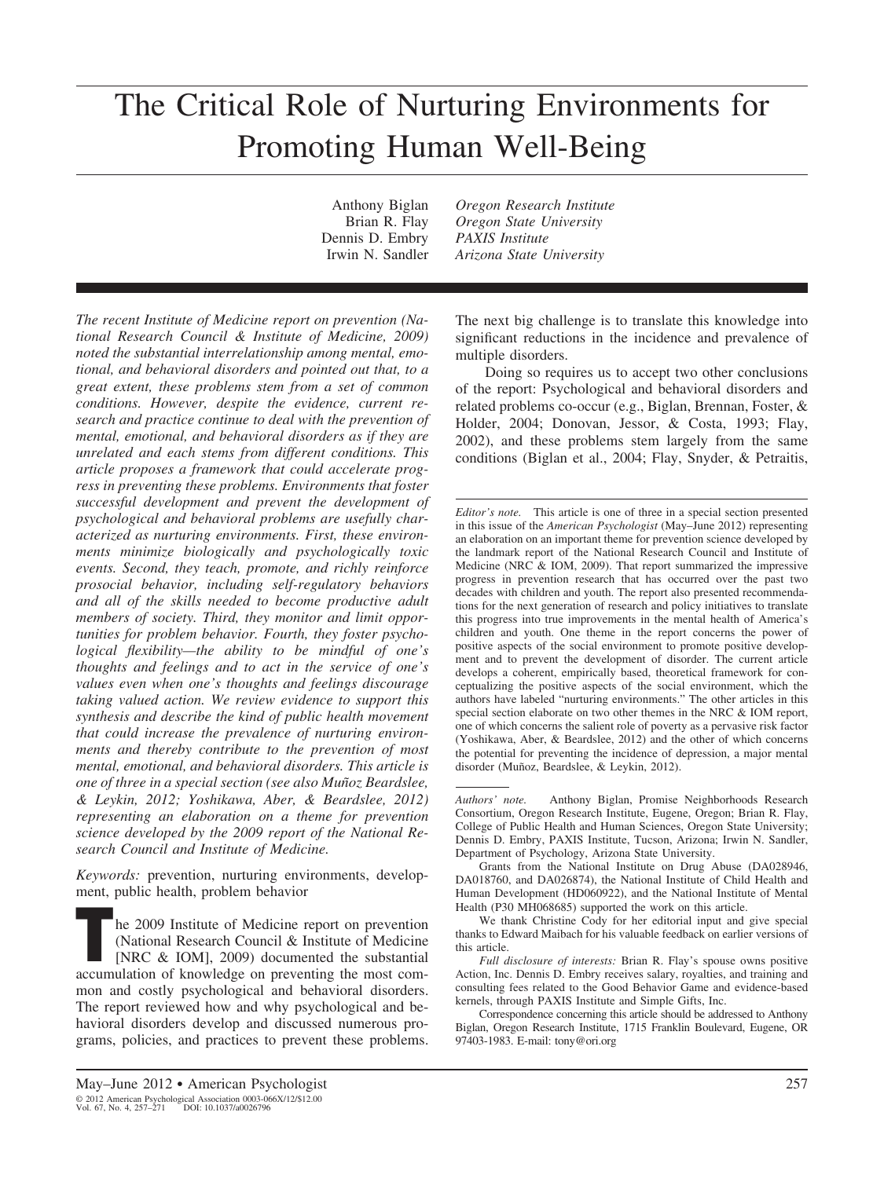# The Critical Role of Nurturing Environments for Promoting Human Well-Being

Anthony Biglan *Oregon Research Institute*
Brian R. Flay *Oregon State University*
Dennis D. Embry *PAXIS Institute*
Irwin N. Sandler *Arizona State University*

*The recent Institute of Medicine report on prevention (National Research Council & Institute of Medicine, 2009) noted the substantial interrelationship among mental, emotional, and behavioral disorders and pointed out that, to a great extent, these problems stem from a set of common conditions. However, despite the evidence, current research and practice continue to deal with the prevention of mental, emotional, and behavioral disorders as if they are unrelated and each stems from different conditions. This article proposes a framework that could accelerate progress in preventing these problems. Environments that foster successful development and prevent the development of psychological and behavioral problems are usefully characterized as nurturing environments. First, these environments minimize biologically and psychologically toxic events. Second, they teach, promote, and richly reinforce prosocial behavior, including self-regulatory behaviors and all of the skills needed to become productive adult members of society. Third, they monitor and limit opportunities for problem behavior. Fourth, they foster psychological flexibility—the ability to be mindful of one's thoughts and feelings and to act in the service of one's values even when one's thoughts and feelings discourage taking valued action. We review evidence to support this synthesis and describe the kind of public health movement that could increase the prevalence of nurturing environments and thereby contribute to the prevention of most mental, emotional, and behavioral disorders. This article is one of three in a special section (see also Muñoz Beardslee, & Leykin, 2012; Yoshikawa, Aber, & Beardslee, 2012) representing an elaboration on a theme for prevention science developed by the 2009 report of the National Research Council and Institute of Medicine.*

*Keywords:* prevention, nurturing environments, development, public health, problem behavior

The 2009 Institute of Medicine report on prevention (National Research Council & Institute of Medicine [NRC & IOM], 2009) documented the substantial accumulation of knowledge on preventing the most common and costly psychological and behavioral disorders. The report reviewed how and why psychological and behavioral disorders develop and discussed numerous programs, policies, and practices to prevent these problems. The next big challenge is to translate this knowledge into significant reductions in the incidence and prevalence of multiple disorders.

Doing so requires us to accept two other conclusions of the report: Psychological and behavioral disorders and related problems co-occur (e.g., Biglan, Brennan, Foster, & Holder, 2004; Donovan, Jessor, & Costa, 1993; Flay, 2002), and these problems stem largely from the same conditions (Biglan et al., 2004; Flay, Snyder, & Petraitis,

---

*Editor's note.* This article is one of three in a special section presented in this issue of the *American Psychologist* (May–June 2012) representing an elaboration on an important theme for prevention science developed by the landmark report of the National Research Council and Institute of Medicine (NRC & IOM, 2009). That report summarized the impressive progress in prevention research that has occurred over the past two decades with children and youth. The report also presented recommendations for the next generation of research and policy initiatives to translate this progress into true improvements in the mental health of America's children and youth. One theme in the report concerns the power of positive aspects of the social environment to promote positive development and to prevent the development of disorder. The current article develops a coherent, empirically based, theoretical framework for conceptualizing the positive aspects of the social environment, which the authors have labeled "nurturing environments." The other articles in this special section elaborate on two other themes in the NRC & IOM report, one of which concerns the salient role of poverty as a pervasive risk factor (Yoshikawa, Aber, & Beardslee, 2012) and the other of which concerns the potential for preventing the incidence of depression, a major mental disorder (Muñoz, Beardslee, & Leykin, 2012).

---

*Authors' note.* Anthony Biglan, Promise Neighborhoods Research Consortium, Oregon Research Institute, Eugene, Oregon; Brian R. Flay, College of Public Health and Human Sciences, Oregon State University; Dennis D. Embry, PAXIS Institute, Tucson, Arizona; Irwin N. Sandler, Department of Psychology, Arizona State University.

Grants from the National Institute on Drug Abuse (DA028946, DA018760, and DA026874), the National Institute of Child Health and Human Development (HD060922), and the National Institute of Mental Health (P30 MH068685) supported the work on this article.

We thank Christine Cody for her editorial input and give special thanks to Edward Maibach for his valuable feedback on earlier versions of this article.

*Full disclosure of interests:* Brian R. Flay's spouse owns positive Action, Inc. Dennis D. Embry receives salary, royalties, and training and consulting fees related to the Good Behavior Game and evidence-based kernels, through PAXIS Institute and Simple Gifts, Inc.

Correspondence concerning this article should be addressed to Anthony Biglan, Oregon Research Institute, 1715 Franklin Boulevard, Eugene, OR 97403-1983. E-mail: tony@ori.org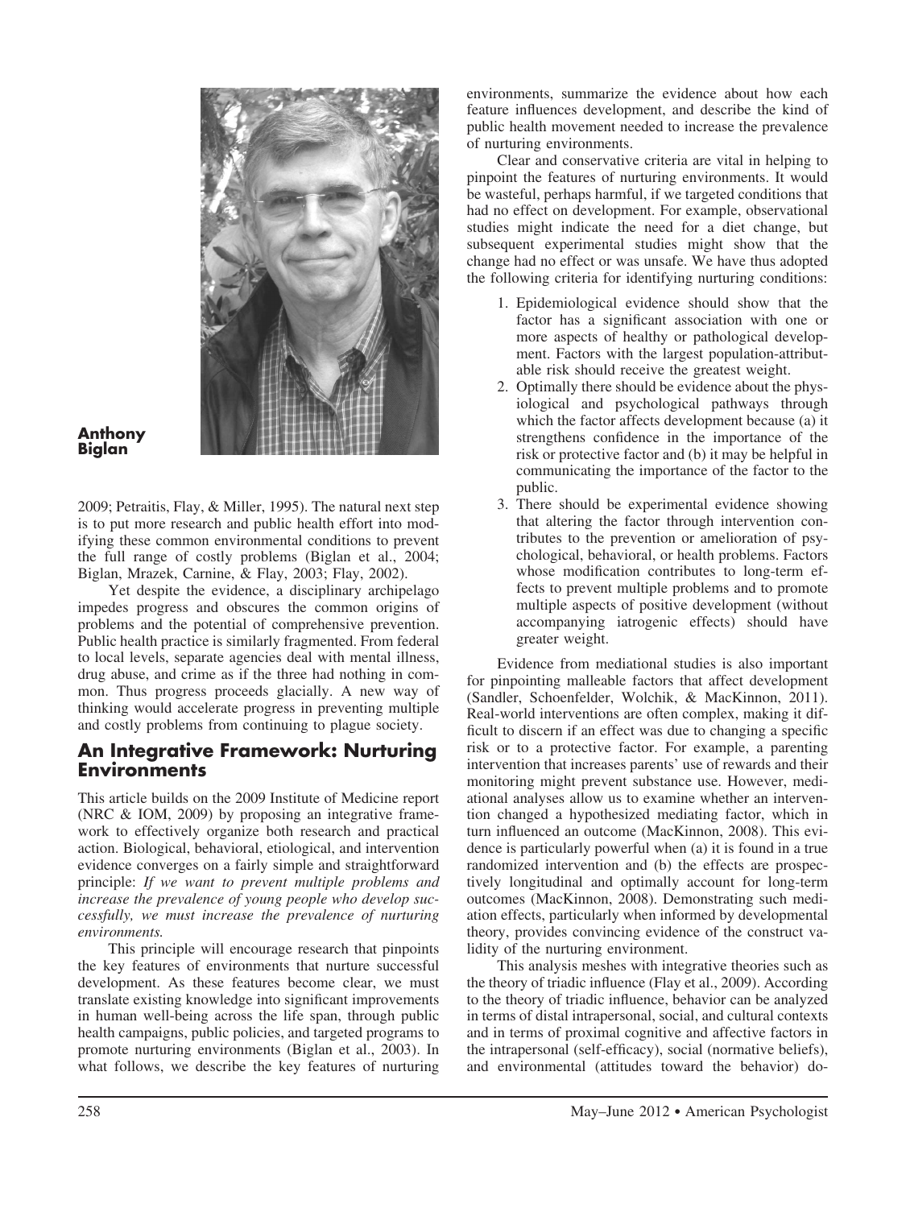**Anthony Biglan**

2009; Petraitis, Flay, & Miller, 1995). The natural next step is to put more research and public health effort into modifying these common environmental conditions to prevent the full range of costly problems (Biglan et al., 2004; Biglan, Mrazek, Carnine, & Flay, 2003; Flay, 2002).

Yet despite the evidence, a disciplinary archipelago impedes progress and obscures the common origins of problems and the potential of comprehensive prevention. Public health practice is similarly fragmented. From federal to local levels, separate agencies deal with mental illness, drug abuse, and crime as if the three had nothing in common. Thus progress proceeds glacially. A new way of thinking would accelerate progress in preventing multiple and costly problems from continuing to plague society.

## An Integrative Framework: Nurturing Environments

This article builds on the 2009 Institute of Medicine report (NRC & IOM, 2009) by proposing an integrative framework to effectively organize both research and practical action. Biological, behavioral, etiological, and intervention evidence converges on a fairly simple and straightforward principle: *If we want to prevent multiple problems and increase the prevalence of young people who develop successfully, we must increase the prevalence of nurturing environments.*

This principle will encourage research that pinpoints the key features of environments that nurture successful development. As these features become clear, we must translate existing knowledge into significant improvements in human well-being across the life span, through public health campaigns, public policies, and targeted programs to promote nurturing environments (Biglan et al., 2003). In what follows, we describe the key features of nurturing environments, summarize the evidence about how each feature influences development, and describe the kind of public health movement needed to increase the prevalence of nurturing environments.

Clear and conservative criteria are vital in helping to pinpoint the features of nurturing environments. It would be wasteful, perhaps harmful, if we targeted conditions that had no effect on development. For example, observational studies might indicate the need for a diet change, but subsequent experimental studies might show that the change had no effect or was unsafe. We have thus adopted the following criteria for identifying nurturing conditions:

1. Epidemiological evidence should show that the factor has a significant association with one or more aspects of healthy or pathological development. Factors with the largest population-attributable risk should receive the greatest weight.
2. Optimally there should be evidence about the physiological and psychological pathways through which the factor affects development because (a) it strengthens confidence in the importance of the risk or protective factor and (b) it may be helpful in communicating the importance of the factor to the public.
3. There should be experimental evidence showing that altering the factor through intervention contributes to the prevention or amelioration of psychological, behavioral, or health problems. Factors whose modification contributes to long-term effects to prevent multiple problems and to promote multiple aspects of positive development (without accompanying iatrogenic effects) should have greater weight.

Evidence from mediational studies is also important for pinpointing malleable factors that affect development (Sandler, Schoenfelder, Wolchik, & MacKinnon, 2011). Real-world interventions are often complex, making it difficult to discern if an effect was due to changing a specific risk or to a protective factor. For example, a parenting intervention that increases parents' use of rewards and their monitoring might prevent substance use. However, mediational analyses allow us to examine whether an intervention changed a hypothesized mediating factor, which in turn influenced an outcome (MacKinnon, 2008). This evidence is particularly powerful when (a) it is found in a true randomized intervention and (b) the effects are prospectively longitudinal and optimally account for long-term outcomes (MacKinnon, 2008). Demonstrating such mediation effects, particularly when informed by developmental theory, provides convincing evidence of the construct validity of the nurturing environment.

This analysis meshes with integrative theories such as the theory of triadic influence (Flay et al., 2009). According to the theory of triadic influence, behavior can be analyzed in terms of distal intrapersonal, social, and cultural contexts and in terms of proximal cognitive and affective factors in the intrapersonal (self-efficacy), social (normative beliefs), and environmental (attitudes toward the behavior) do-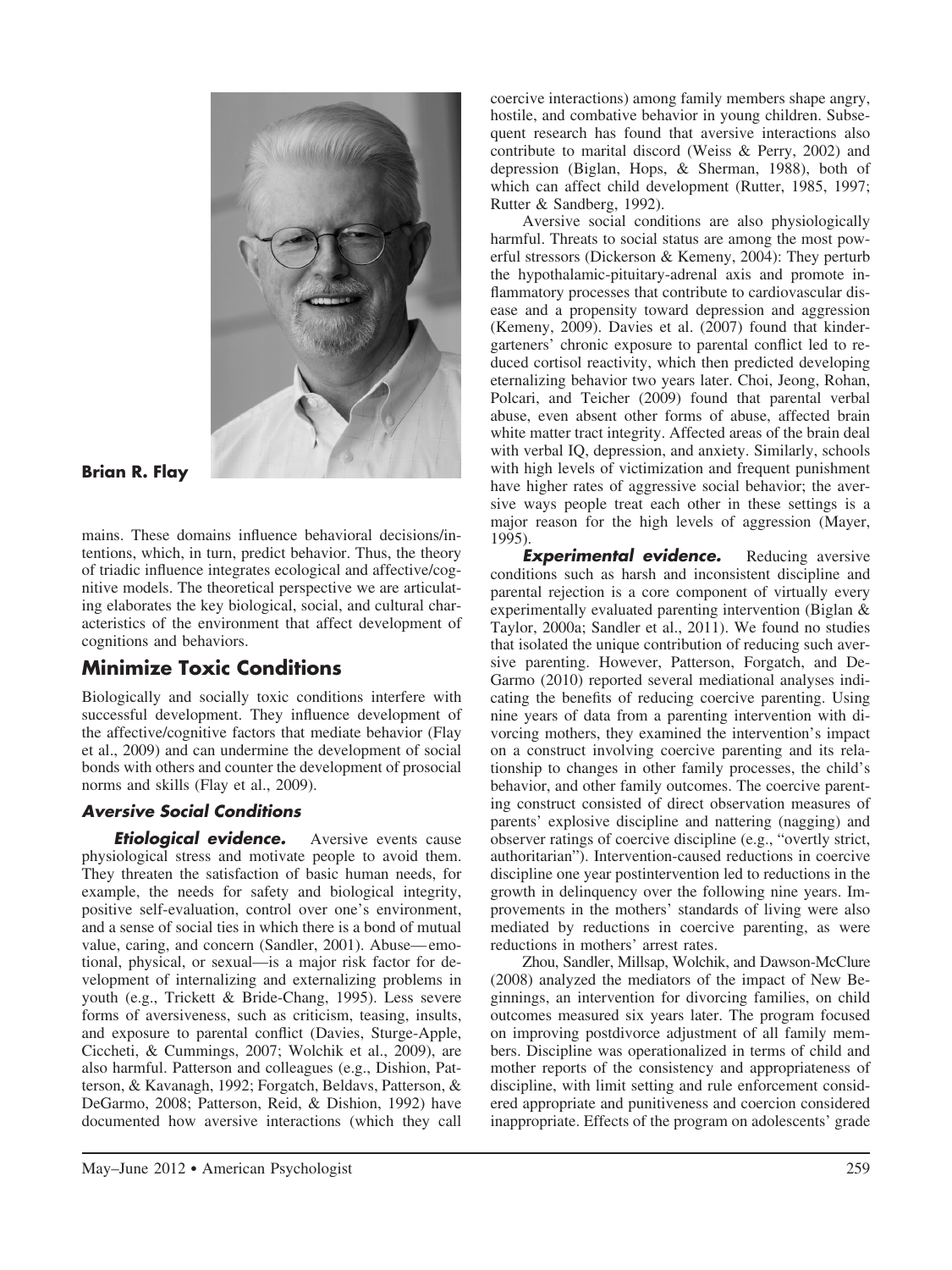Brian R. Flay

mains. These domains influence behavioral decisions/intentions, which, in turn, predict behavior. Thus, the theory of triadic influence integrates ecological and affective/cognitive models. The theoretical perspective we are articulating elaborates the key biological, social, and cultural characteristics of the environment that affect development of cognitions and behaviors.

## Minimize Toxic Conditions

Biologically and socially toxic conditions interfere with successful development. They influence development of the affective/cognitive factors that mediate behavior (Flay et al., 2009) and can undermine the development of social bonds with others and counter the development of prosocial norms and skills (Flay et al., 2009).

### Aversive Social Conditions

***Etiological evidence.*** Aversive events cause physiological stress and motivate people to avoid them. They threaten the satisfaction of basic human needs, for example, the needs for safety and biological integrity, positive self-evaluation, control over one's environment, and a sense of social ties in which there is a bond of mutual value, caring, and concern (Sandler, 2001). Abuse—emotional, physical, or sexual—is a major risk factor for development of internalizing and externalizing problems in youth (e.g., Trickett & Bride-Chang, 1995). Less severe forms of aversiveness, such as criticism, teasing, insults, and exposure to parental conflict (Davies, Sturge-Apple, Ciccheti, & Cummings, 2007; Wolchik et al., 2009), are also harmful. Patterson and colleagues (e.g., Dishion, Patterson, & Kavanagh, 1992; Forgatch, Beldavs, Patterson, & DeGarmo, 2008; Patterson, Reid, & Dishion, 1992) have documented how aversive interactions (which they call coercive interactions) among family members shape angry, hostile, and combative behavior in young children. Subsequent research has found that aversive interactions also contribute to marital discord (Weiss & Perry, 2002) and depression (Biglan, Hops, & Sherman, 1988), both of which can affect child development (Rutter, 1985, 1997; Rutter & Sandberg, 1992).

Aversive social conditions are also physiologically harmful. Threats to social status are among the most powerful stressors (Dickerson & Kemeny, 2004): They perturb the hypothalamic-pituitary-adrenal axis and promote inflammatory processes that contribute to cardiovascular disease and a propensity toward depression and aggression (Kemeny, 2009). Davies et al. (2007) found that kindergarteners' chronic exposure to parental conflict led to reduced cortisol reactivity, which then predicted developing eternalizing behavior two years later. Choi, Jeong, Rohan, Polcari, and Teicher (2009) found that parental verbal abuse, even absent other forms of abuse, affected brain white matter tract integrity. Affected areas of the brain deal with verbal IQ, depression, and anxiety. Similarly, schools with high levels of victimization and frequent punishment have higher rates of aggressive social behavior; the aversive ways people treat each other in these settings is a major reason for the high levels of aggression (Mayer, 1995).

***Experimental evidence.*** Reducing aversive conditions such as harsh and inconsistent discipline and parental rejection is a core component of virtually every experimentally evaluated parenting intervention (Biglan & Taylor, 2000a; Sandler et al., 2011). We found no studies that isolated the unique contribution of reducing such aversive parenting. However, Patterson, Forgatch, and DeGarmo (2010) reported several mediational analyses indicating the benefits of reducing coercive parenting. Using nine years of data from a parenting intervention with divorcing mothers, they examined the intervention's impact on a construct involving coercive parenting and its relationship to changes in other family processes, the child's behavior, and other family outcomes. The coercive parenting construct consisted of direct observation measures of parents' explosive discipline and nattering (nagging) and observer ratings of coercive discipline (e.g., "overtly strict, authoritarian"). Intervention-caused reductions in coercive discipline one year postintervention led to reductions in the growth in delinquency over the following nine years. Improvements in the mothers' standards of living were also mediated by reductions in coercive parenting, as were reductions in mothers' arrest rates.

Zhou, Sandler, Millsap, Wolchik, and Dawson-McClure (2008) analyzed the mediators of the impact of New Beginnings, an intervention for divorcing families, on child outcomes measured six years later. The program focused on improving postdivorce adjustment of all family members. Discipline was operationalized in terms of child and mother reports of the consistency and appropriateness of discipline, with limit setting and rule enforcement considered appropriate and punitiveness and coercion considered inappropriate. Effects of the program on adolescents' grade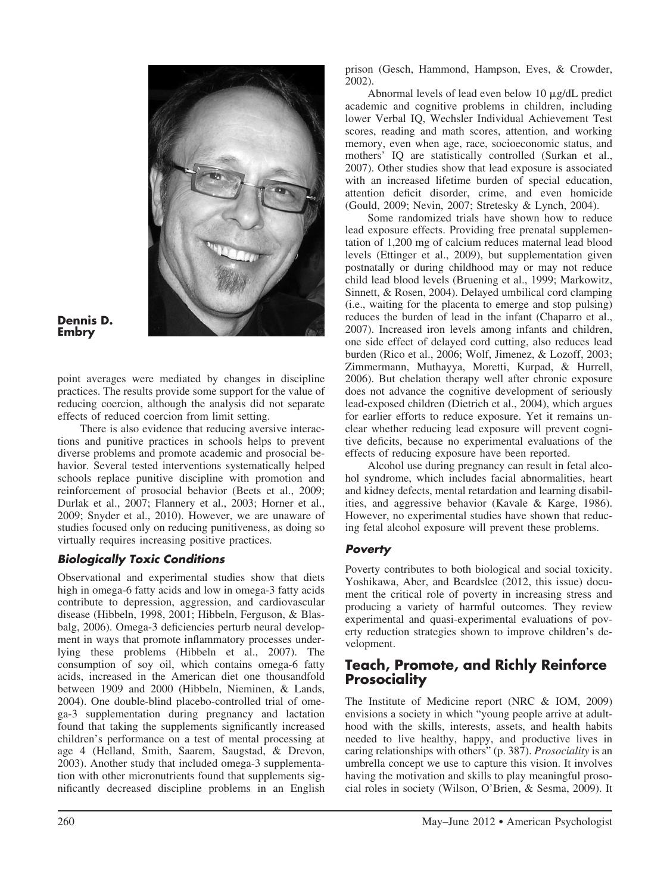Dennis D. Embry

point averages were mediated by changes in discipline practices. The results provide some support for the value of reducing coercion, although the analysis did not separate effects of reduced coercion from limit setting.

There is also evidence that reducing aversive interactions and punitive practices in schools helps to prevent diverse problems and promote academic and prosocial behavior. Several tested interventions systematically helped schools replace punitive discipline with promotion and reinforcement of prosocial behavior (Beets et al., 2009; Durlak et al., 2007; Flannery et al., 2003; Horner et al., 2009; Snyder et al., 2010). However, we are unaware of studies focused only on reducing punitiveness, as doing so virtually requires increasing positive practices.

### *Biologically Toxic Conditions*

Observational and experimental studies show that diets high in omega-6 fatty acids and low in omega-3 fatty acids contribute to depression, aggression, and cardiovascular disease (Hibbeln, 1998, 2001; Hibbeln, Ferguson, & Blasbalg, 2006). Omega-3 deficiencies perturb neural development in ways that promote inflammatory processes underlying these problems (Hibbeln et al., 2007). The consumption of soy oil, which contains omega-6 fatty acids, increased in the American diet one thousandfold between 1909 and 2000 (Hibbeln, Nieminen, & Lands, 2004). One double-blind placebo-controlled trial of omega-3 supplementation during pregnancy and lactation found that taking the supplements significantly increased children's performance on a test of mental processing at age 4 (Helland, Smith, Saarem, Saugstad, & Drevon, 2003). Another study that included omega-3 supplementation with other micronutrients found that supplements significantly decreased discipline problems in an English prison (Gesch, Hammond, Hampson, Eves, & Crowder, 2002).

Abnormal levels of lead even below 10 μg/dL predict academic and cognitive problems in children, including lower Verbal IQ, Wechsler Individual Achievement Test scores, reading and math scores, attention, and working memory, even when age, race, socioeconomic status, and mothers' IQ are statistically controlled (Surkan et al., 2007). Other studies show that lead exposure is associated with an increased lifetime burden of special education, attention deficit disorder, crime, and even homicide (Gould, 2009; Nevin, 2007; Stretesky & Lynch, 2004).

Some randomized trials have shown how to reduce lead exposure effects. Providing free prenatal supplementation of 1,200 mg of calcium reduces maternal lead blood levels (Ettinger et al., 2009), but supplementation given postnatally or during childhood may or may not reduce child lead blood levels (Bruening et al., 1999; Markowitz, Sinnett, & Rosen, 2004). Delayed umbilical cord clamping (i.e., waiting for the placenta to emerge and stop pulsing) reduces the burden of lead in the infant (Chaparro et al., 2007). Increased iron levels among infants and children, one side effect of delayed cord cutting, also reduces lead burden (Rico et al., 2006; Wolf, Jimenez, & Lozoff, 2003; Zimmermann, Muthayya, Moretti, Kurpad, & Hurrell, 2006). But chelation therapy well after chronic exposure does not advance the cognitive development of seriously lead-exposed children (Dietrich et al., 2004), which argues for earlier efforts to reduce exposure. Yet it remains unclear whether reducing lead exposure will prevent cognitive deficits, because no experimental evaluations of the effects of reducing exposure have been reported.

Alcohol use during pregnancy can result in fetal alcohol syndrome, which includes facial abnormalities, heart and kidney defects, mental retardation and learning disabilities, and aggressive behavior (Kavale & Karge, 1986). However, no experimental studies have shown that reducing fetal alcohol exposure will prevent these problems.

### *Poverty*

Poverty contributes to both biological and social toxicity. Yoshikawa, Aber, and Beardslee (2012, this issue) document the critical role of poverty in increasing stress and producing a variety of harmful outcomes. They review experimental and quasi-experimental evaluations of poverty reduction strategies shown to improve children's development.

## Teach, Promote, and Richly Reinforce Prosociality

The Institute of Medicine report (NRC & IOM, 2009) envisions a society in which "young people arrive at adulthood with the skills, interests, assets, and health habits needed to live healthy, happy, and productive lives in caring relationships with others" (p. 387). *Prosociality* is an umbrella concept we use to capture this vision. It involves having the motivation and skills to play meaningful prosocial roles in society (Wilson, O'Brien, & Sesma, 2009). It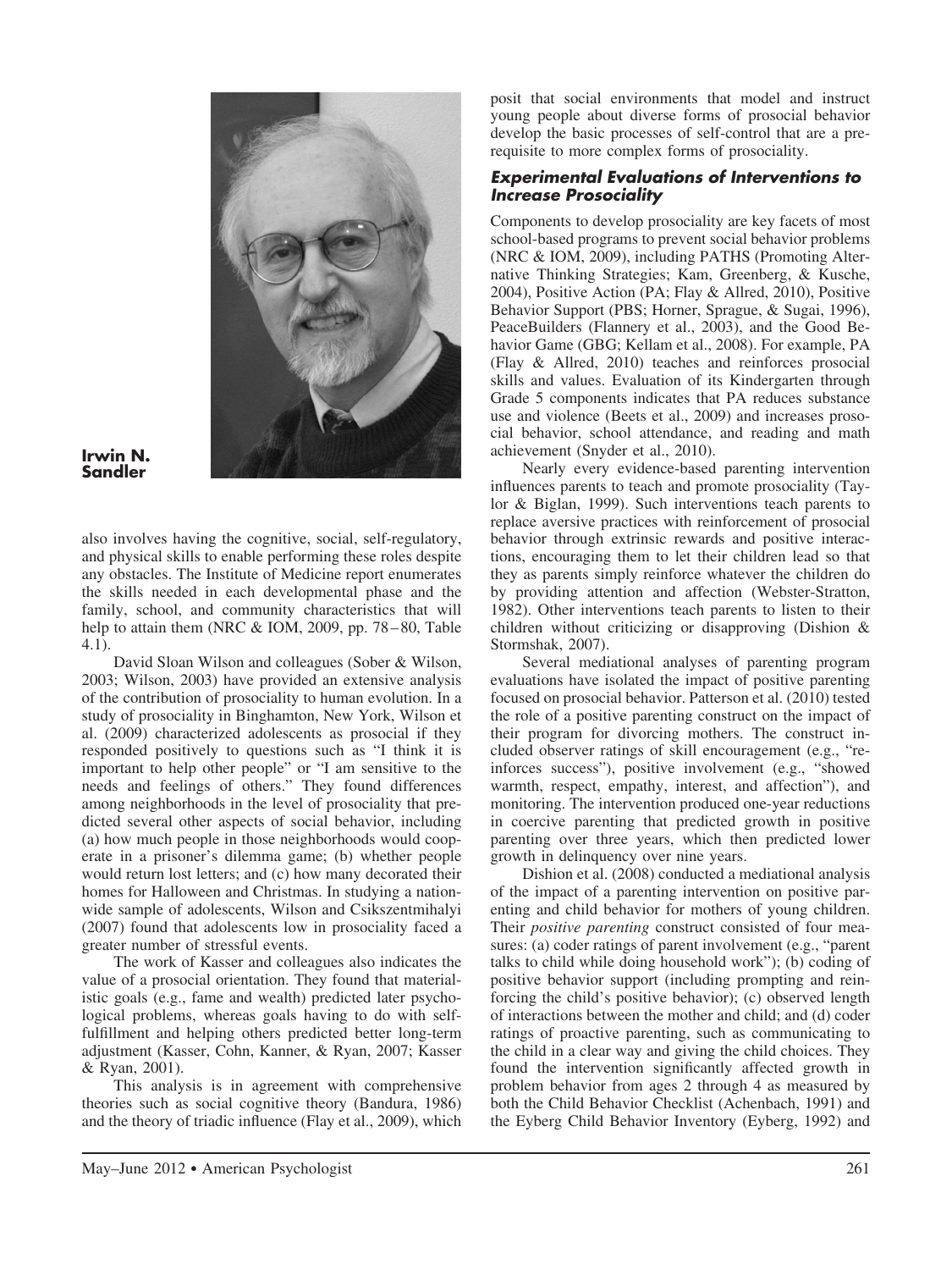**Irwin N. Sandler**

also involves having the cognitive, social, self-regulatory, and physical skills to enable performing these roles despite any obstacles. The Institute of Medicine report enumerates the skills needed in each developmental phase and the family, school, and community characteristics that will help to attain them (NRC & IOM, 2009, pp. 78–80, Table 4.1).

David Sloan Wilson and colleagues (Sober & Wilson, 2003; Wilson, 2003) have provided an extensive analysis of the contribution of prosociality to human evolution. In a study of prosociality in Binghamton, New York, Wilson et al. (2009) characterized adolescents as prosocial if they responded positively to questions such as "I think it is important to help other people" or "I am sensitive to the needs and feelings of others." They found differences among neighborhoods in the level of prosociality that predicted several other aspects of social behavior, including (a) how much people in those neighborhoods would cooperate in a prisoner's dilemma game; (b) whether people would return lost letters; and (c) how many decorated their homes for Halloween and Christmas. In studying a nationwide sample of adolescents, Wilson and Csikszentmihalyi (2007) found that adolescents low in prosociality faced a greater number of stressful events.

The work of Kasser and colleagues also indicates the value of a prosocial orientation. They found that materialistic goals (e.g., fame and wealth) predicted later psychological problems, whereas goals having to do with self-fulfillment and helping others predicted better long-term adjustment (Kasser, Cohn, Kanner, & Ryan, 2007; Kasser & Ryan, 2001).

This analysis is in agreement with comprehensive theories such as social cognitive theory (Bandura, 1986) and the theory of triadic influence (Flay et al., 2009), which posit that social environments that model and instruct young people about diverse forms of prosocial behavior develop the basic processes of self-control that are a prerequisite to more complex forms of prosociality.

### *Experimental Evaluations of Interventions to Increase Prosociality*

Components to develop prosociality are key facets of most school-based programs to prevent social behavior problems (NRC & IOM, 2009), including PATHS (Promoting Alternative Thinking Strategies; Kam, Greenberg, & Kusche, 2004), Positive Action (PA; Flay & Allred, 2010), Positive Behavior Support (PBS; Horner, Sprague, & Sugai, 1996), PeaceBuilders (Flannery et al., 2003), and the Good Behavior Game (GBG; Kellam et al., 2008). For example, PA (Flay & Allred, 2010) teaches and reinforces prosocial skills and values. Evaluation of its Kindergarten through Grade 5 components indicates that PA reduces substance use and violence (Beets et al., 2009) and increases prosocial behavior, school attendance, and reading and math achievement (Snyder et al., 2010).

Nearly every evidence-based parenting intervention influences parents to teach and promote prosociality (Taylor & Biglan, 1999). Such interventions teach parents to replace aversive practices with reinforcement of prosocial behavior through extrinsic rewards and positive interactions, encouraging them to let their children lead so that they as parents simply reinforce whatever the children do by providing attention and affection (Webster-Stratton, 1982). Other interventions teach parents to listen to their children without criticizing or disapproving (Dishion & Stormshak, 2007).

Several mediational analyses of parenting program evaluations have isolated the impact of positive parenting focused on prosocial behavior. Patterson et al. (2010) tested the role of a positive parenting construct on the impact of their program for divorcing mothers. The construct included observer ratings of skill encouragement (e.g., "reinforces success"), positive involvement (e.g., "showed warmth, respect, empathy, interest, and affection"), and monitoring. The intervention produced one-year reductions in coercive parenting that predicted growth in positive parenting over three years, which then predicted lower growth in delinquency over nine years.

Dishion et al. (2008) conducted a mediational analysis of the impact of a parenting intervention on positive parenting and child behavior for mothers of young children. Their *positive parenting* construct consisted of four measures: (a) coder ratings of parent involvement (e.g., "parent talks to child while doing household work"); (b) coding of positive behavior support (including prompting and reinforcing the child's positive behavior); (c) observed length of interactions between the mother and child; and (d) coder ratings of proactive parenting, such as communicating to the child in a clear way and giving the child choices. They found the intervention significantly affected growth in problem behavior from ages 2 through 4 as measured by both the Child Behavior Checklist (Achenbach, 1991) and the Eyberg Child Behavior Inventory (Eyberg, 1992) and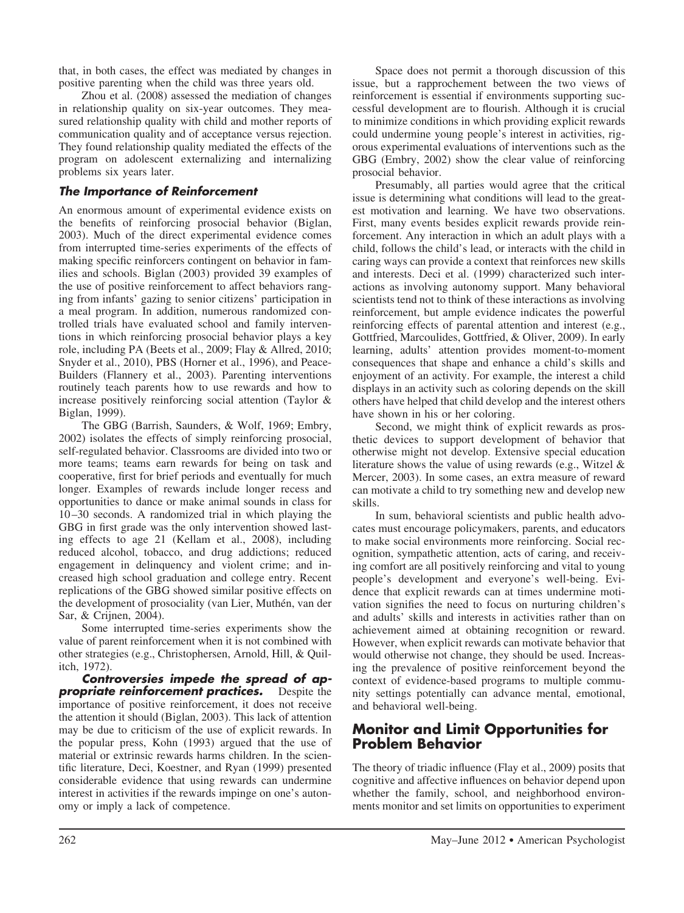that, in both cases, the effect was mediated by changes in positive parenting when the child was three years old.

Zhou et al. (2008) assessed the mediation of changes in relationship quality on six-year outcomes. They measured relationship quality with child and mother reports of communication quality and of acceptance versus rejection. They found relationship quality mediated the effects of the program on adolescent externalizing and internalizing problems six years later.

### *The Importance of Reinforcement*

An enormous amount of experimental evidence exists on the benefits of reinforcing prosocial behavior (Biglan, 2003). Much of the direct experimental evidence comes from interrupted time-series experiments of the effects of making specific reinforcers contingent on behavior in families and schools. Biglan (2003) provided 39 examples of the use of positive reinforcement to affect behaviors ranging from infants' gazing to senior citizens' participation in a meal program. In addition, numerous randomized controlled trials have evaluated school and family interventions in which reinforcing prosocial behavior plays a key role, including PA (Beets et al., 2009; Flay & Allred, 2010; Snyder et al., 2010), PBS (Horner et al., 1996), and PeaceBuilders (Flannery et al., 2003). Parenting interventions routinely teach parents how to use rewards and how to increase positively reinforcing social attention (Taylor & Biglan, 1999).

The GBG (Barrish, Saunders, & Wolf, 1969; Embry, 2002) isolates the effects of simply reinforcing prosocial, self-regulated behavior. Classrooms are divided into two or more teams; teams earn rewards for being on task and cooperative, first for brief periods and eventually for much longer. Examples of rewards include longer recess and opportunities to dance or make animal sounds in class for 10–30 seconds. A randomized trial in which playing the GBG in first grade was the only intervention showed lasting effects to age 21 (Kellam et al., 2008), including reduced alcohol, tobacco, and drug addictions; reduced engagement in delinquency and violent crime; and increased high school graduation and college entry. Recent replications of the GBG showed similar positive effects on the development of prosociality (van Lier, Muthén, van der Sar, & Crijnen, 2004).

Some interrupted time-series experiments show the value of parent reinforcement when it is not combined with other strategies (e.g., Christophersen, Arnold, Hill, & Quilitch, 1972).

***Controversies impede the spread of appropriate reinforcement practices.*** Despite the importance of positive reinforcement, it does not receive the attention it should (Biglan, 2003). This lack of attention may be due to criticism of the use of explicit rewards. In the popular press, Kohn (1993) argued that the use of material or extrinsic rewards harms children. In the scientific literature, Deci, Koestner, and Ryan (1999) presented considerable evidence that using rewards can undermine interest in activities if the rewards impinge on one's autonomy or imply a lack of competence.

Space does not permit a thorough discussion of this issue, but a rapprochement between the two views of reinforcement is essential if environments supporting successful development are to flourish. Although it is crucial to minimize conditions in which providing explicit rewards could undermine young people's interest in activities, rigorous experimental evaluations of interventions such as the GBG (Embry, 2002) show the clear value of reinforcing prosocial behavior.

Presumably, all parties would agree that the critical issue is determining what conditions will lead to the greatest motivation and learning. We have two observations. First, many events besides explicit rewards provide reinforcement. Any interaction in which an adult plays with a child, follows the child's lead, or interacts with the child in caring ways can provide a context that reinforces new skills and interests. Deci et al. (1999) characterized such interactions as involving autonomy support. Many behavioral scientists tend not to think of these interactions as involving reinforcement, but ample evidence indicates the powerful reinforcing effects of parental attention and interest (e.g., Gottfried, Marcoulides, Gottfried, & Oliver, 2009). In early learning, adults' attention provides moment-to-moment consequences that shape and enhance a child's skills and enjoyment of an activity. For example, the interest a child displays in an activity such as coloring depends on the skill others have helped that child develop and the interest others have shown in his or her coloring.

Second, we might think of explicit rewards as prosthetic devices to support development of behavior that otherwise might not develop. Extensive special education literature shows the value of using rewards (e.g., Witzel & Mercer, 2003). In some cases, an extra measure of reward can motivate a child to try something new and develop new skills.

In sum, behavioral scientists and public health advocates must encourage policymakers, parents, and educators to make social environments more reinforcing. Social recognition, sympathetic attention, acts of caring, and receiving comfort are all positively reinforcing and vital to young people's development and everyone's well-being. Evidence that explicit rewards can at times undermine motivation signifies the need to focus on nurturing children's and adults' skills and interests in activities rather than on achievement aimed at obtaining recognition or reward. However, when explicit rewards can motivate behavior that would otherwise not change, they should be used. Increasing the prevalence of positive reinforcement beyond the context of evidence-based programs to multiple community settings potentially can advance mental, emotional, and behavioral well-being.

## Monitor and Limit Opportunities for Problem Behavior

The theory of triadic influence (Flay et al., 2009) posits that cognitive and affective influences on behavior depend upon whether the family, school, and neighborhood environments monitor and set limits on opportunities to experiment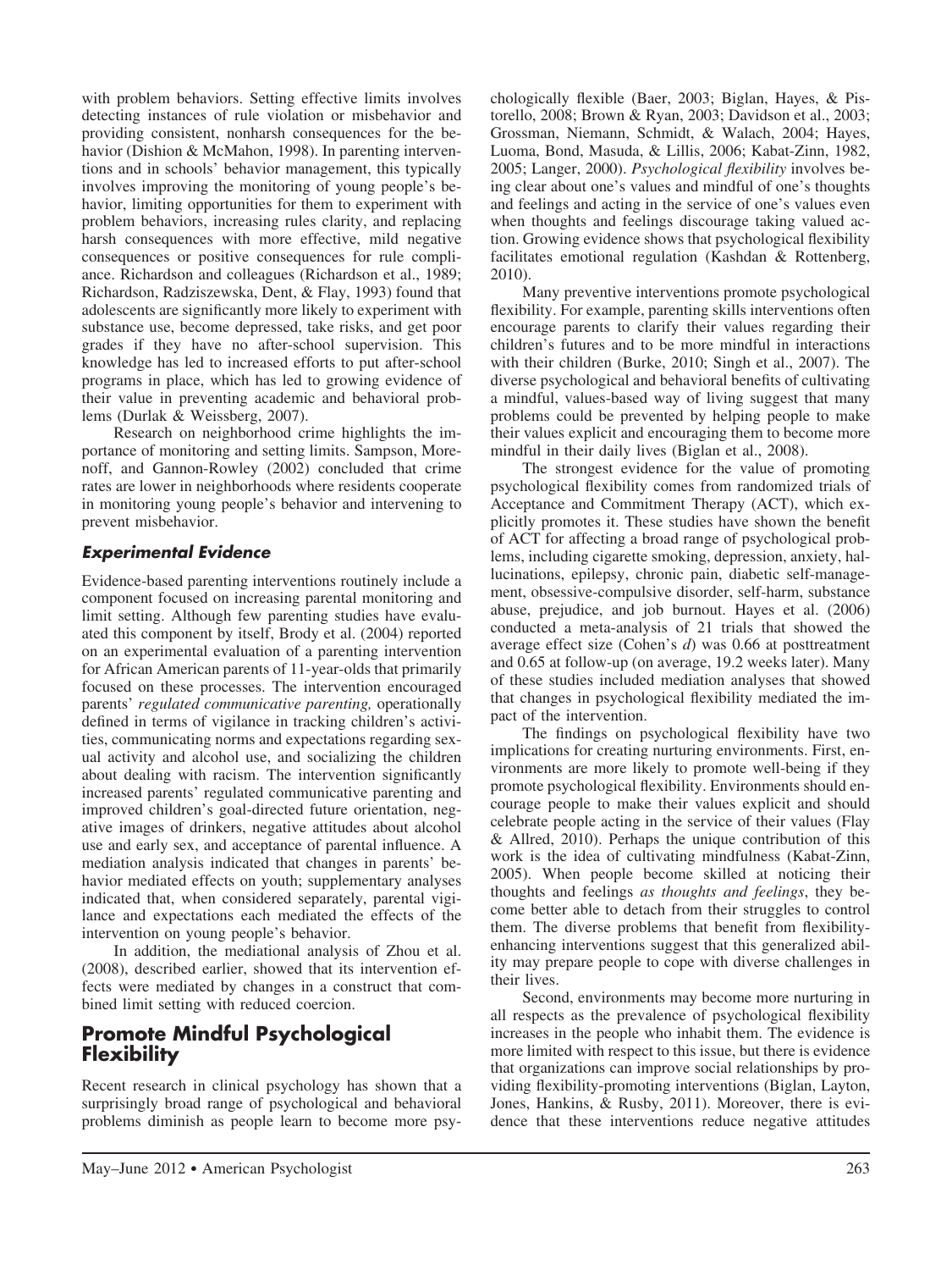with problem behaviors. Setting effective limits involves detecting instances of rule violation or misbehavior and providing consistent, nonharsh consequences for the behavior (Dishion & McMahon, 1998). In parenting interventions and in schools' behavior management, this typically involves improving the monitoring of young people's behavior, limiting opportunities for them to experiment with problem behaviors, increasing rules clarity, and replacing harsh consequences with more effective, mild negative consequences or positive consequences for rule compliance. Richardson and colleagues (Richardson et al., 1989; Richardson, Radziszewska, Dent, & Flay, 1993) found that adolescents are significantly more likely to experiment with substance use, become depressed, take risks, and get poor grades if they have no after-school supervision. This knowledge has led to increased efforts to put after-school programs in place, which has led to growing evidence of their value in preventing academic and behavioral problems (Durlak & Weissberg, 2007).

Research on neighborhood crime highlights the importance of monitoring and setting limits. Sampson, Morenoff, and Gannon-Rowley (2002) concluded that crime rates are lower in neighborhoods where residents cooperate in monitoring young people's behavior and intervening to prevent misbehavior.

### *Experimental Evidence*

Evidence-based parenting interventions routinely include a component focused on increasing parental monitoring and limit setting. Although few parenting studies have evaluated this component by itself, Brody et al. (2004) reported on an experimental evaluation of a parenting intervention for African American parents of 11-year-olds that primarily focused on these processes. The intervention encouraged parents' *regulated communicative parenting,* operationally defined in terms of vigilance in tracking children's activities, communicating norms and expectations regarding sexual activity and alcohol use, and socializing the children about dealing with racism. The intervention significantly increased parents' regulated communicative parenting and improved children's goal-directed future orientation, negative images of drinkers, negative attitudes about alcohol use and early sex, and acceptance of parental influence. A mediation analysis indicated that changes in parents' behavior mediated effects on youth; supplementary analyses indicated that, when considered separately, parental vigilance and expectations each mediated the effects of the intervention on young people's behavior.

In addition, the mediational analysis of Zhou et al. (2008), described earlier, showed that its intervention effects were mediated by changes in a construct that combined limit setting with reduced coercion.

## Promote Mindful Psychological Flexibility

Recent research in clinical psychology has shown that a surprisingly broad range of psychological and behavioral problems diminish as people learn to become more psychologically flexible (Baer, 2003; Biglan, Hayes, & Pistorello, 2008; Brown & Ryan, 2003; Davidson et al., 2003; Grossman, Niemann, Schmidt, & Walach, 2004; Hayes, Luoma, Bond, Masuda, & Lillis, 2006; Kabat-Zinn, 1982, 2005; Langer, 2000). *Psychological flexibility* involves being clear about one's values and mindful of one's thoughts and feelings and acting in the service of one's values even when thoughts and feelings discourage taking valued action. Growing evidence shows that psychological flexibility facilitates emotional regulation (Kashdan & Rottenberg, 2010).

Many preventive interventions promote psychological flexibility. For example, parenting skills interventions often encourage parents to clarify their values regarding their children's futures and to be more mindful in interactions with their children (Burke, 2010; Singh et al., 2007). The diverse psychological and behavioral benefits of cultivating a mindful, values-based way of living suggest that many problems could be prevented by helping people to make their values explicit and encouraging them to become more mindful in their daily lives (Biglan et al., 2008).

The strongest evidence for the value of promoting psychological flexibility comes from randomized trials of Acceptance and Commitment Therapy (ACT), which explicitly promotes it. These studies have shown the benefit of ACT for affecting a broad range of psychological problems, including cigarette smoking, depression, anxiety, hallucinations, epilepsy, chronic pain, diabetic self-management, obsessive-compulsive disorder, self-harm, substance abuse, prejudice, and job burnout. Hayes et al. (2006) conducted a meta-analysis of 21 trials that showed the average effect size (Cohen's $d$) was 0.66 at posttreatment and 0.65 at follow-up (on average, 19.2 weeks later). Many of these studies included mediation analyses that showed that changes in psychological flexibility mediated the impact of the intervention.

The findings on psychological flexibility have two implications for creating nurturing environments. First, environments are more likely to promote well-being if they promote psychological flexibility. Environments should encourage people to make their values explicit and should celebrate people acting in the service of their values (Flay & Allred, 2010). Perhaps the unique contribution of this work is the idea of cultivating mindfulness (Kabat-Zinn, 2005). When people become skilled at noticing their thoughts and feelings *as thoughts and feelings*, they become better able to detach from their struggles to control them. The diverse problems that benefit from flexibility-enhancing interventions suggest that this generalized ability may prepare people to cope with diverse challenges in their lives.

Second, environments may become more nurturing in all respects as the prevalence of psychological flexibility increases in the people who inhabit them. The evidence is more limited with respect to this issue, but there is evidence that organizations can improve social relationships by providing flexibility-promoting interventions (Biglan, Layton, Jones, Hankins, & Rusby, 2011). Moreover, there is evidence that these interventions reduce negative attitudes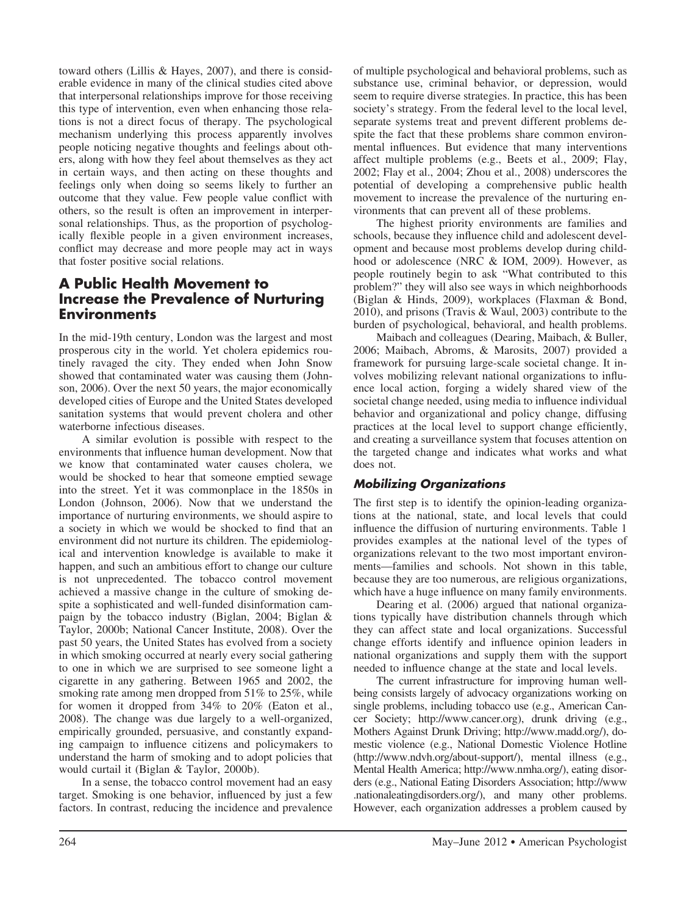toward others (Lillis & Hayes, 2007), and there is considerable evidence in many of the clinical studies cited above that interpersonal relationships improve for those receiving this type of intervention, even when enhancing those relations is not a direct focus of therapy. The psychological mechanism underlying this process apparently involves people noticing negative thoughts and feelings about others, along with how they feel about themselves as they act in certain ways, and then acting on these thoughts and feelings only when doing so seems likely to further an outcome that they value. Few people value conflict with others, so the result is often an improvement in interpersonal relationships. Thus, as the proportion of psychologically flexible people in a given environment increases, conflict may decrease and more people may act in ways that foster positive social relations.

## A Public Health Movement to Increase the Prevalence of Nurturing Environments

In the mid-19th century, London was the largest and most prosperous city in the world. Yet cholera epidemics routinely ravaged the city. They ended when John Snow showed that contaminated water was causing them (Johnson, 2006). Over the next 50 years, the major economically developed cities of Europe and the United States developed sanitation systems that would prevent cholera and other waterborne infectious diseases.

A similar evolution is possible with respect to the environments that influence human development. Now that we know that contaminated water causes cholera, we would be shocked to hear that someone emptied sewage into the street. Yet it was commonplace in the 1850s in London (Johnson, 2006). Now that we understand the importance of nurturing environments, we should aspire to a society in which we would be shocked to find that an environment did not nurture its children. The epidemiological and intervention knowledge is available to make it happen, and such an ambitious effort to change our culture is not unprecedented. The tobacco control movement achieved a massive change in the culture of smoking despite a sophisticated and well-funded disinformation campaign by the tobacco industry (Biglan, 2004; Biglan & Taylor, 2000b; National Cancer Institute, 2008). Over the past 50 years, the United States has evolved from a society in which smoking occurred at nearly every social gathering to one in which we are surprised to see someone light a cigarette in any gathering. Between 1965 and 2002, the smoking rate among men dropped from 51% to 25%, while for women it dropped from 34% to 20% (Eaton et al., 2008). The change was due largely to a well-organized, empirically grounded, persuasive, and constantly expanding campaign to influence citizens and policymakers to understand the harm of smoking and to adopt policies that would curtail it (Biglan & Taylor, 2000b).

In a sense, the tobacco control movement had an easy target. Smoking is one behavior, influenced by just a few factors. In contrast, reducing the incidence and prevalence of multiple psychological and behavioral problems, such as substance use, criminal behavior, or depression, would seem to require diverse strategies. In practice, this has been society's strategy. From the federal level to the local level, separate systems treat and prevent different problems despite the fact that these problems share common environmental influences. But evidence that many interventions affect multiple problems (e.g., Beets et al., 2009; Flay, 2002; Flay et al., 2004; Zhou et al., 2008) underscores the potential of developing a comprehensive public health movement to increase the prevalence of the nurturing environments that can prevent all of these problems.

The highest priority environments are families and schools, because they influence child and adolescent development and because most problems develop during childhood or adolescence (NRC & IOM, 2009). However, as people routinely begin to ask "What contributed to this problem?" they will also see ways in which neighborhoods (Biglan & Hinds, 2009), workplaces (Flaxman & Bond, 2010), and prisons (Travis & Waul, 2003) contribute to the burden of psychological, behavioral, and health problems.

Maibach and colleagues (Dearing, Maibach, & Buller, 2006; Maibach, Abroms, & Marosits, 2007) provided a framework for pursuing large-scale societal change. It involves mobilizing relevant national organizations to influence local action, forging a widely shared view of the societal change needed, using media to influence individual behavior and organizational and policy change, diffusing practices at the local level to support change efficiently, and creating a surveillance system that focuses attention on the targeted change and indicates what works and what does not.

### *Mobilizing Organizations*

The first step is to identify the opinion-leading organizations at the national, state, and local levels that could influence the diffusion of nurturing environments. Table 1 provides examples at the national level of the types of organizations relevant to the two most important environments—families and schools. Not shown in this table, because they are too numerous, are religious organizations, which have a huge influence on many family environments.

Dearing et al. (2006) argued that national organizations typically have distribution channels through which they can affect state and local organizations. Successful change efforts identify and influence opinion leaders in national organizations and supply them with the support needed to influence change at the state and local levels.

The current infrastructure for improving human well-being consists largely of advocacy organizations working on single problems, including tobacco use (e.g., American Cancer Society; http://www.cancer.org), drunk driving (e.g., Mothers Against Drunk Driving; http://www.madd.org/), domestic violence (e.g., National Domestic Violence Hotline (http://www.ndvh.org/about-support/), mental illness (e.g., Mental Health America; http://www.nmha.org/), eating disorders (e.g., National Eating Disorders Association; http://www.nationaleatingdisorders.org/), and many other problems. However, each organization addresses a problem caused by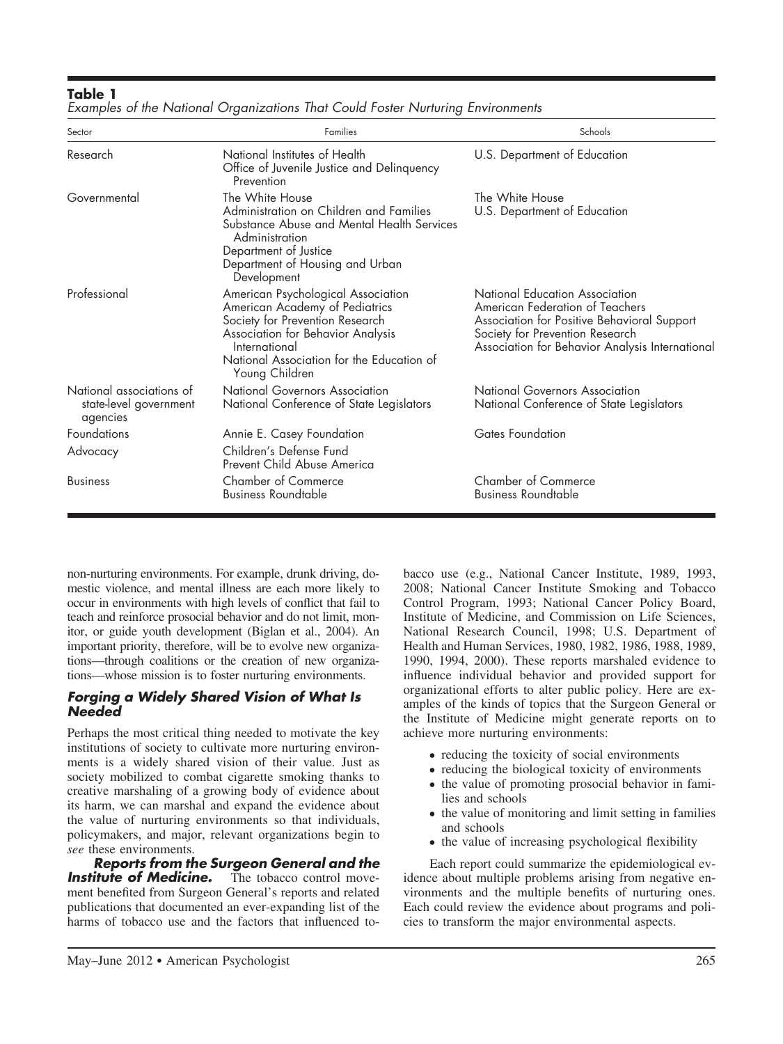**Table 1**
*Examples of the National Organizations That Could Foster Nurturing Environments*

| Sector | Families | Schools |
|---|---|---|
| Research | National Institutes of Health<br>Office of Juvenile Justice and Delinquency Prevention | U.S. Department of Education |
| Governmental | The White House<br>Administration on Children and Families<br>Substance Abuse and Mental Health Services Administration<br>Department of Justice<br>Department of Housing and Urban Development | The White House<br>U.S. Department of Education |
| Professional | American Psychological Association<br>American Academy of Pediatrics<br>Society for Prevention Research<br>Association for Behavior Analysis International<br>National Association for the Education of Young Children | National Education Association<br>American Federation of Teachers<br>Association for Positive Behavioral Support<br>Society for Prevention Research<br>Association for Behavior Analysis International |
| National associations of state-level government agencies | National Governors Association<br>National Conference of State Legislators | National Governors Association<br>National Conference of State Legislators |
| Foundations | Annie E. Casey Foundation | Gates Foundation |
| Advocacy | Children's Defense Fund<br>Prevent Child Abuse America | |
| Business | Chamber of Commerce<br>Business Roundtable | Chamber of Commerce<br>Business Roundtable |

non-nurturing environments. For example, drunk driving, domestic violence, and mental illness are each more likely to occur in environments with high levels of conflict that fail to teach and reinforce prosocial behavior and do not limit, monitor, or guide youth development (Biglan et al., 2004). An important priority, therefore, will be to evolve new organizations—through coalitions or the creation of new organizations—whose mission is to foster nurturing environments.

### Forging a Widely Shared Vision of What Is Needed

Perhaps the most critical thing needed to motivate the key institutions of society to cultivate more nurturing environments is a widely shared vision of their value. Just as society mobilized to combat cigarette smoking thanks to creative marshaling of a growing body of evidence about its harm, we can marshal and expand the evidence about the value of nurturing environments so that individuals, policymakers, and major, relevant organizations begin to *see* these environments.

***Reports from the Surgeon General and the Institute of Medicine.*** The tobacco control movement benefited from Surgeon General's reports and related publications that documented an ever-expanding list of the harms of tobacco use and the factors that influenced tobacco use (e.g., National Cancer Institute, 1989, 1993, 2008; National Cancer Institute Smoking and Tobacco Control Program, 1993; National Cancer Policy Board, Institute of Medicine, and Commission on Life Sciences, National Research Council, 1998; U.S. Department of Health and Human Services, 1980, 1982, 1986, 1988, 1989, 1990, 1994, 2000). These reports marshaled evidence to influence individual behavior and provided support for organizational efforts to alter public policy. Here are examples of the kinds of topics that the Surgeon General or the Institute of Medicine might generate reports on to achieve more nurturing environments:

- reducing the toxicity of social environments
- reducing the biological toxicity of environments
- the value of promoting prosocial behavior in families and schools
- the value of monitoring and limit setting in families and schools
- the value of increasing psychological flexibility

Each report could summarize the epidemiological evidence about multiple problems arising from negative environments and the multiple benefits of nurturing ones. Each could review the evidence about programs and policies to transform the major environmental aspects.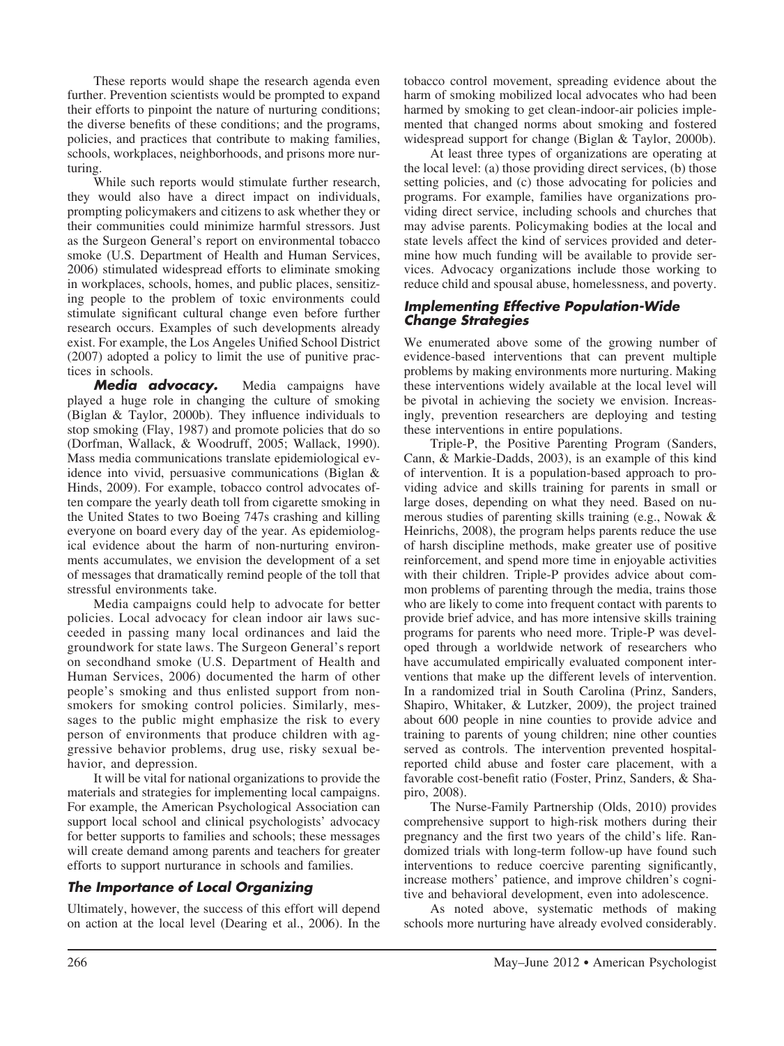These reports would shape the research agenda even further. Prevention scientists would be prompted to expand their efforts to pinpoint the nature of nurturing conditions; the diverse benefits of these conditions; and the programs, policies, and practices that contribute to making families, schools, workplaces, neighborhoods, and prisons more nurturing.

While such reports would stimulate further research, they would also have a direct impact on individuals, prompting policymakers and citizens to ask whether they or their communities could minimize harmful stressors. Just as the Surgeon General's report on environmental tobacco smoke (U.S. Department of Health and Human Services, 2006) stimulated widespread efforts to eliminate smoking in workplaces, schools, homes, and public places, sensitizing people to the problem of toxic environments could stimulate significant cultural change even before further research occurs. Examples of such developments already exist. For example, the Los Angeles Unified School District (2007) adopted a policy to limit the use of punitive practices in schools.

***Media advocacy.*** Media campaigns have played a huge role in changing the culture of smoking (Biglan & Taylor, 2000b). They influence individuals to stop smoking (Flay, 1987) and promote policies that do so (Dorfman, Wallack, & Woodruff, 2005; Wallack, 1990). Mass media communications translate epidemiological evidence into vivid, persuasive communications (Biglan & Hinds, 2009). For example, tobacco control advocates often compare the yearly death toll from cigarette smoking in the United States to two Boeing 747s crashing and killing everyone on board every day of the year. As epidemiological evidence about the harm of non-nurturing environments accumulates, we envision the development of a set of messages that dramatically remind people of the toll that stressful environments take.

Media campaigns could help to advocate for better policies. Local advocacy for clean indoor air laws succeeded in passing many local ordinances and laid the groundwork for state laws. The Surgeon General's report on secondhand smoke (U.S. Department of Health and Human Services, 2006) documented the harm of other people's smoking and thus enlisted support from nonsmokers for smoking control policies. Similarly, messages to the public might emphasize the risk to every person of environments that produce children with aggressive behavior problems, drug use, risky sexual behavior, and depression.

It will be vital for national organizations to provide the materials and strategies for implementing local campaigns. For example, the American Psychological Association can support local school and clinical psychologists' advocacy for better supports to families and schools; these messages will create demand among parents and teachers for greater efforts to support nurturance in schools and families.

### *The Importance of Local Organizing*

Ultimately, however, the success of this effort will depend on action at the local level (Dearing et al., 2006). In the tobacco control movement, spreading evidence about the harm of smoking mobilized local advocates who had been harmed by smoking to get clean-indoor-air policies implemented that changed norms about smoking and fostered widespread support for change (Biglan & Taylor, 2000b).

At least three types of organizations are operating at the local level: (a) those providing direct services, (b) those setting policies, and (c) those advocating for policies and programs. For example, families have organizations providing direct service, including schools and churches that may advise parents. Policymaking bodies at the local and state levels affect the kind of services provided and determine how much funding will be available to provide services. Advocacy organizations include those working to reduce child and spousal abuse, homelessness, and poverty.

### *Implementing Effective Population-Wide Change Strategies*

We enumerated above some of the growing number of evidence-based interventions that can prevent multiple problems by making environments more nurturing. Making these interventions widely available at the local level will be pivotal in achieving the society we envision. Increasingly, prevention researchers are deploying and testing these interventions in entire populations.

Triple-P, the Positive Parenting Program (Sanders, Cann, & Markie-Dadds, 2003), is an example of this kind of intervention. It is a population-based approach to providing advice and skills training for parents in small or large doses, depending on what they need. Based on numerous studies of parenting skills training (e.g., Nowak & Heinrichs, 2008), the program helps parents reduce the use of harsh discipline methods, make greater use of positive reinforcement, and spend more time in enjoyable activities with their children. Triple-P provides advice about common problems of parenting through the media, trains those who are likely to come into frequent contact with parents to provide brief advice, and has more intensive skills training programs for parents who need more. Triple-P was developed through a worldwide network of researchers who have accumulated empirically evaluated component interventions that make up the different levels of intervention. In a randomized trial in South Carolina (Prinz, Sanders, Shapiro, Whitaker, & Lutzker, 2009), the project trained about 600 people in nine counties to provide advice and training to parents of young children; nine other counties served as controls. The intervention prevented hospital-reported child abuse and foster care placement, with a favorable cost-benefit ratio (Foster, Prinz, Sanders, & Shapiro, 2008).

The Nurse-Family Partnership (Olds, 2010) provides comprehensive support to high-risk mothers during their pregnancy and the first two years of the child's life. Randomized trials with long-term follow-up have found such interventions to reduce coercive parenting significantly, increase mothers' patience, and improve children's cognitive and behavioral development, even into adolescence.

As noted above, systematic methods of making schools more nurturing have already evolved considerably.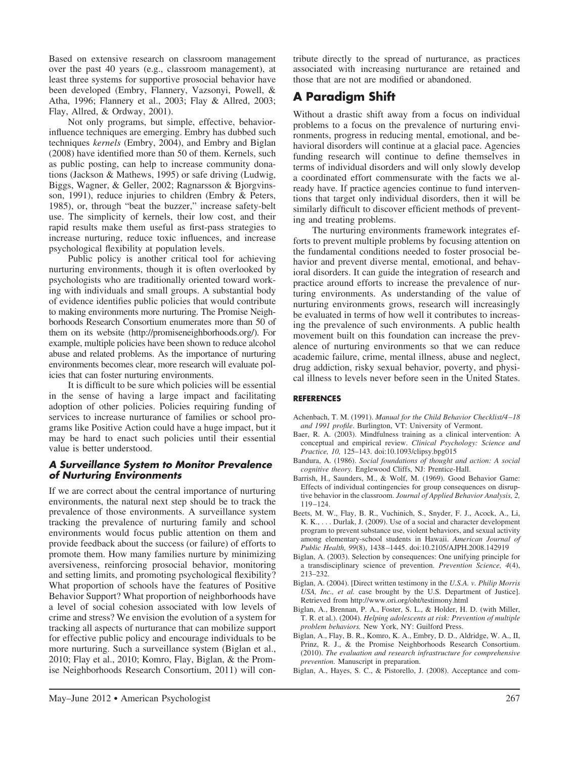Based on extensive research on classroom management over the past 40 years (e.g., classroom management), at least three systems for supportive prosocial behavior have been developed (Embry, Flannery, Vazsonyi, Powell, & Atha, 1996; Flannery et al., 2003; Flay & Allred, 2003; Flay, Allred, & Ordway, 2001).

Not only programs, but simple, effective, behavior-influence techniques are emerging. Embry has dubbed such techniques *kernels* (Embry, 2004), and Embry and Biglan (2008) have identified more than 50 of them. Kernels, such as public posting, can help to increase community donations (Jackson & Mathews, 1995) or safe driving (Ludwig, Biggs, Wagner, & Geller, 2002; Ragnarsson & Bjorgvinsson, 1991), reduce injuries to children (Embry & Peters, 1985), or, through "beat the buzzer," increase safety-belt use. The simplicity of kernels, their low cost, and their rapid results make them useful as first-pass strategies to increase nurturing, reduce toxic influences, and increase psychological flexibility at population levels.

Public policy is another critical tool for achieving nurturing environments, though it is often overlooked by psychologists who are traditionally oriented toward working with individuals and small groups. A substantial body of evidence identifies public policies that would contribute to making environments more nurturing. The Promise Neighborhoods Research Consortium enumerates more than 50 of them on its website (http://promiseneighborhoods.org/). For example, multiple policies have been shown to reduce alcohol abuse and related problems. As the importance of nurturing environments becomes clear, more research will evaluate policies that can foster nurturing environments.

It is difficult to be sure which policies will be essential in the sense of having a large impact and facilitating adoption of other policies. Policies requiring funding of services to increase nurturance of families or school programs like Positive Action could have a huge impact, but it may be hard to enact such policies until their essential value is better understood.

### *A Surveillance System to Monitor Prevalence of Nurturing Environments*

If we are correct about the central importance of nurturing environments, the natural next step should be to track the prevalence of those environments. A surveillance system tracking the prevalence of nurturing family and school environments would focus public attention on them and provide feedback about the success (or failure) of efforts to promote them. How many families nurture by minimizing aversiveness, reinforcing prosocial behavior, monitoring and setting limits, and promoting psychological flexibility? What proportion of schools have the features of Positive Behavior Support? What proportion of neighborhoods have a level of social cohesion associated with low levels of crime and stress? We envision the evolution of a system for tracking all aspects of nurturance that can mobilize support for effective public policy and encourage individuals to be more nurturing. Such a surveillance system (Biglan et al., 2010; Flay et al., 2010; Komro, Flay, Biglan, & the Promise Neighborhoods Research Consortium, 2011) will contribute directly to the spread of nurturance, as practices associated with increasing nurturance are retained and those that are not are modified or abandoned.

## A Paradigm Shift

Without a drastic shift away from a focus on individual problems to a focus on the prevalence of nurturing environments, progress in reducing mental, emotional, and behavioral disorders will continue at a glacial pace. Agencies funding research will continue to define themselves in terms of individual disorders and will only slowly develop a coordinated effort commensurate with the facts we already have. If practice agencies continue to fund interventions that target only individual disorders, then it will be similarly difficult to discover efficient methods of preventing and treating problems.

The nurturing environments framework integrates efforts to prevent multiple problems by focusing attention on the fundamental conditions needed to foster prosocial behavior and prevent diverse mental, emotional, and behavioral disorders. It can guide the integration of research and practice around efforts to increase the prevalence of nurturing environments. As understanding of the value of nurturing environments grows, research will increasingly be evaluated in terms of how well it contributes to increasing the prevalence of such environments. A public health movement built on this foundation can increase the prevalence of nurturing environments so that we can reduce academic failure, crime, mental illness, abuse and neglect, drug addiction, risky sexual behavior, poverty, and physical illness to levels never before seen in the United States.

#### REFERENCES

Achenbach, T. M. (1991). *Manual for the Child Behavior Checklist/4–18 and 1991 profile*. Burlington, VT: University of Vermont.

Baer, R. A. (2003). Mindfulness training as a clinical intervention: A conceptual and empirical review. *Clinical Psychology: Science and Practice, 10,* 125–143. doi:10.1093/clipsy.bpg015

Bandura, A. (1986). *Social foundations of thought and action: A social cognitive theory.* Englewood Cliffs, NJ: Prentice-Hall.

Barrish, H., Saunders, M., & Wolf, M. (1969). Good Behavior Game: Effects of individual contingencies for group consequences on disruptive behavior in the classroom. *Journal of Applied Behavior Analysis, 2,* 119–124.

Beets, M. W., Flay, B. R., Vuchinich, S., Snyder, F. J., Acock, A., Li, K. K., . . . Durlak, J. (2009). Use of a social and character development program to prevent substance use, violent behaviors, and sexual activity among elementary-school students in Hawaii. *American Journal of Public Health, 99*(8), 1438–1445. doi:10.2105/AJPH.2008.142919

Biglan, A. (2003). Selection by consequences: One unifying principle for a transdisciplinary science of prevention. *Prevention Science, 4*(4), 213–232.

Biglan, A. (2004). [Direct written testimony in the *U.S.A. v. Philip Morris USA, Inc., et al.* case brought by the U.S. Department of Justice]. Retrieved from http://www.ori.org/oht/testimony.html

Biglan, A., Brennan, P. A., Foster, S. L., & Holder, H. D. (with Miller, T. R. et al.). (2004). *Helping adolescents at risk: Prevention of multiple problem behaviors.* New York, NY: Guilford Press.

Biglan, A., Flay, B. R., Komro, K. A., Embry, D. D., Aldridge, W. A., II, Prinz, R. J., & the Promise Neighborhoods Research Consortium. (2010). *The evaluation and research infrastructure for comprehensive prevention.* Manuscript in preparation.

Biglan, A., Hayes, S. C., & Pistorello, J. (2008). Acceptance and com-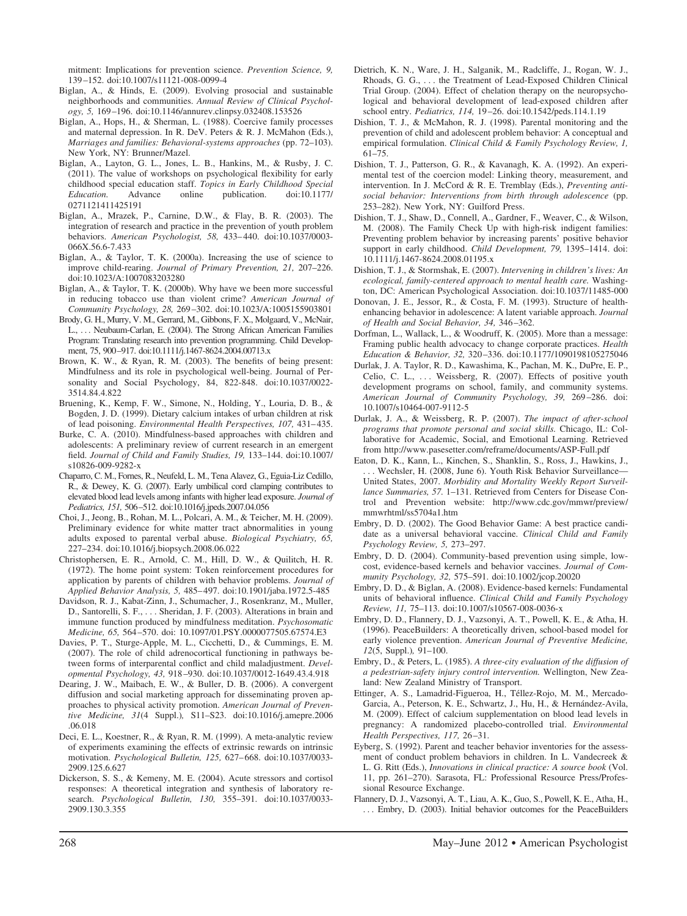mitment: Implications for prevention science. *Prevention Science, 9,* 139–152. doi:10.1007/s11121-008-0099-4

Biglan, A., & Hinds, E. (2009). Evolving prosocial and sustainable neighborhoods and communities. *Annual Review of Clinical Psychology, 5,* 169–196. doi:10.1146/annurev.clinpsy.032408.153526

Biglan, A., Hops, H., & Sherman, L. (1988). Coercive family processes and maternal depression. In R. DeV. Peters & R. J. McMahon (Eds.), *Marriages and families: Behavioral-systems approaches* (pp. 72–103). New York, NY: Brunner/Mazel.

Biglan, A., Layton, G. L., Jones, L. B., Hankins, M., & Rusby, J. C. (2011). The value of workshops on psychological flexibility for early childhood special education staff. *Topics in Early Childhood Special Education.* Advance online publication. doi:10.1177/0271121411425191

Biglan, A., Mrazek, P., Carnine, D.W., & Flay, B. R. (2003). The integration of research and practice in the prevention of youth problem behaviors. *American Psychologist, 58,* 433–440. doi:10.1037/0003-066X.56.6-7.433

Biglan, A., & Taylor, T. K. (2000a). Increasing the use of science to improve child-rearing. *Journal of Primary Prevention, 21,* 207–226. doi:10.1023/A:1007083203280

Biglan, A., & Taylor, T. K. (2000b). Why have we been more successful in reducing tobacco use than violent crime? *American Journal of Community Psychology, 28,* 269–302. doi:10.1023/A:1005155903801

Brody, G. H., Murry, V. M., Gerrard, M., Gibbons, F. X., Molgaard, V., McNair, L., . . . Neubaum-Carlan, E. (2004). The Strong African American Families Program: Translating research into prevention programming. Child Development, 75, 900–917. doi:10.1111/j.1467-8624.2004.00713.x

Brown, K. W., & Ryan, R. M. (2003). The benefits of being present: Mindfulness and its role in psychological well-being. Journal of Personality and Social Psychology, 84, 822-848. doi:10.1037/0022-3514.84.4.822

Bruening, K., Kemp, F. W., Simone, N., Holding, Y., Louria, D. B., & Bogden, J. D. (1999). Dietary calcium intakes of urban children at risk of lead poisoning. *Environmental Health Perspectives, 107,* 431–435.

Burke, C. A. (2010). Mindfulness-based approaches with children and adolescents: A preliminary review of current research in an emergent field. *Journal of Child and Family Studies, 19,* 133–144. doi:10.1007/s10826-009-9282-x

Chaparro, C. M., Fornes, R., Neufeld, L. M., Tena Alavez, G., Eguia-Liz Cedillo, R., & Dewey, K. G. (2007). Early umbilical cord clamping contributes to elevated blood lead levels among infants with higher lead exposure. *Journal of Pediatrics, 151,* 506–512. doi:10.1016/j.jpeds.2007.04.056

Choi, J., Jeong, B., Rohan, M. L., Polcari, A. M., & Teicher, M. H. (2009). Preliminary evidence for white matter tract abnormalities in young adults exposed to parental verbal abuse. *Biological Psychiatry, 65,* 227–234. doi:10.1016/j.biopsych.2008.06.022

Christophersen, E. R., Arnold, C. M., Hill, D. W., & Quilitch, H. R. (1972). The home point system: Token reinforcement procedures for application by parents of children with behavior problems. *Journal of Applied Behavior Analysis, 5,* 485–497. doi:10.1901/jaba.1972.5-485

Davidson, R. J., Kabat-Zinn, J., Schumacher, J., Rosenkranz, M., Muller, D., Santorelli, S. F., . . . Sheridan, J. F. (2003). Alterations in brain and immune function produced by mindfulness meditation. *Psychosomatic Medicine, 65,* 564–570. doi: 10.1097/01.PSY.0000077505.67574.E3

Davies, P. T., Sturge-Apple, M. L., Cicchetti, D., & Cummings, E. M. (2007). The role of child adrenocortical functioning in pathways between forms of interparental conflict and child maladjustment. *Developmental Psychology, 43,* 918–930. doi:10.1037/0012-1649.43.4.918

Dearing, J. W., Maibach, E. W., & Buller, D. B. (2006). A convergent diffusion and social marketing approach for disseminating proven approaches to physical activity promotion. *American Journal of Preventive Medicine, 31*(4 Suppl.)*,* S11–S23. doi:10.1016/j.amepre.2006.06.018

Deci, E. L., Koestner, R., & Ryan, R. M. (1999). A meta-analytic review of experiments examining the effects of extrinsic rewards on intrinsic motivation. *Psychological Bulletin, 125,* 627–668. doi:10.1037/0033-2909.125.6.627

Dickerson, S. S., & Kemeny, M. E. (2004). Acute stressors and cortisol responses: A theoretical integration and synthesis of laboratory research. *Psychological Bulletin, 130,* 355–391. doi:10.1037/0033-2909.130.3.355

Dietrich, K. N., Ware, J. H., Salganik, M., Radcliffe, J., Rogan, W. J., Rhoads, G. G., . . . the Treatment of Lead-Exposed Children Clinical Trial Group. (2004). Effect of chelation therapy on the neuropsychological and behavioral development of lead-exposed children after school entry. *Pediatrics, 114,* 19–26. doi:10.1542/peds.114.1.19

Dishion, T. J., & McMahon, R. J. (1998). Parental monitoring and the prevention of child and adolescent problem behavior: A conceptual and empirical formulation. *Clinical Child & Family Psychology Review, 1,* 61–75.

Dishion, T. J., Patterson, G. R., & Kavanagh, K. A. (1992). An experimental test of the coercion model: Linking theory, measurement, and intervention. In J. McCord & R. E. Tremblay (Eds.), *Preventing antisocial behavior: Interventions from birth through adolescence* (pp. 253–282). New York, NY: Guilford Press.

Dishion, T. J., Shaw, D., Connell, A., Gardner, F., Weaver, C., & Wilson, M. (2008). The Family Check Up with high-risk indigent families: Preventing problem behavior by increasing parents' positive behavior support in early childhood. *Child Development, 79,* 1395–1414. doi:10.1111/j.1467-8624.2008.01195.x

Dishion, T. J., & Stormshak, E. (2007). *Intervening in children's lives: An ecological, family-centered approach to mental health care.* Washington, DC: American Psychological Association. doi:10.1037/11485-000

Donovan, J. E., Jessor, R., & Costa, F. M. (1993). Structure of health-enhancing behavior in adolescence: A latent variable approach. *Journal of Health and Social Behavior, 34,* 346–362.

Dorfman, L., Wallack, L., & Woodruff, K. (2005). More than a message: Framing public health advocacy to change corporate practices. *Health Education & Behavior, 32,* 320–336. doi:10.1177/1090198105275046

Durlak, J. A. Taylor, R. D., Kawashima, K., Pachan, M. K., DuPre, E. P., Celio, C. L., . . . Weissberg, R. (2007). Effects of positive youth development programs on school, family, and community systems. *American Journal of Community Psychology, 39,* 269–286. doi:10.1007/s10464-007-9112-5

Durlak, J. A., & Weissberg, R. P. (2007). *The impact of after-school programs that promote personal and social skills.* Chicago, IL: Collaborative for Academic, Social, and Emotional Learning. Retrieved from http://www.pasesetter.com/reframe/documents/ASP-Full.pdf

Eaton, D. K., Kann, L., Kinchen, S., Shanklin, S., Ross, J., Hawkins, J., . . . Wechsler, H. (2008, June 6). Youth Risk Behavior Surveillance—United States, 2007. *Morbidity and Mortality Weekly Report Surveillance Summaries, 57.* 1–131. Retrieved from Centers for Disease Control and Prevention website: http://www.cdc.gov/mmwr/preview/mmwrhtml/ss5704a1.htm

Embry, D. D. (2002). The Good Behavior Game: A best practice candidate as a universal behavioral vaccine. *Clinical Child and Family Psychology Review, 5,* 273–297.

Embry, D. D. (2004). Community-based prevention using simple, low-cost, evidence-based kernels and behavior vaccines. *Journal of Community Psychology, 32,* 575–591. doi:10.1002/jcop.20020

Embry, D. D., & Biglan, A. (2008). Evidence-based kernels: Fundamental units of behavioral influence. *Clinical Child and Family Psychology Review, 11,* 75–113. doi:10.1007/s10567-008-0036-x

Embry, D. D., Flannery, D. J., Vazsonyi, A. T., Powell, K. E., & Atha, H. (1996). PeaceBuilders: A theoretically driven, school-based model for early violence prevention. *American Journal of Preventive Medicine, 12*(5, Suppl.)*,* 91–100.

Embry, D., & Peters, L. (1985). *A three-city evaluation of the diffusion of a pedestrian-safety injury control intervention.* Wellington, New Zealand: New Zealand Ministry of Transport.

Ettinger, A. S., Lamadrid-Figueroa, H., Téllez-Rojo, M. M., Mercado-Garcia, A., Peterson, K. E., Schwartz, J., Hu, H., & Hernández-Avila, M. (2009). Effect of calcium supplementation on blood lead levels in pregnancy: A randomized placebo-controlled trial. *Environmental Health Perspectives, 117,* 26–31.

Eyberg, S. (1992). Parent and teacher behavior inventories for the assessment of conduct problem behaviors in children. In L. Vandecreek & L. G. Ritt (Eds.), *Innovations in clinical practice: A source book* (Vol. 11, pp. 261–270). Sarasota, FL: Professional Resource Press/Professional Resource Exchange.

Flannery, D. J., Vazsonyi, A. T., Liau, A. K., Guo, S., Powell, K. E., Atha, H., . . . Embry, D. (2003). Initial behavior outcomes for the PeaceBuilders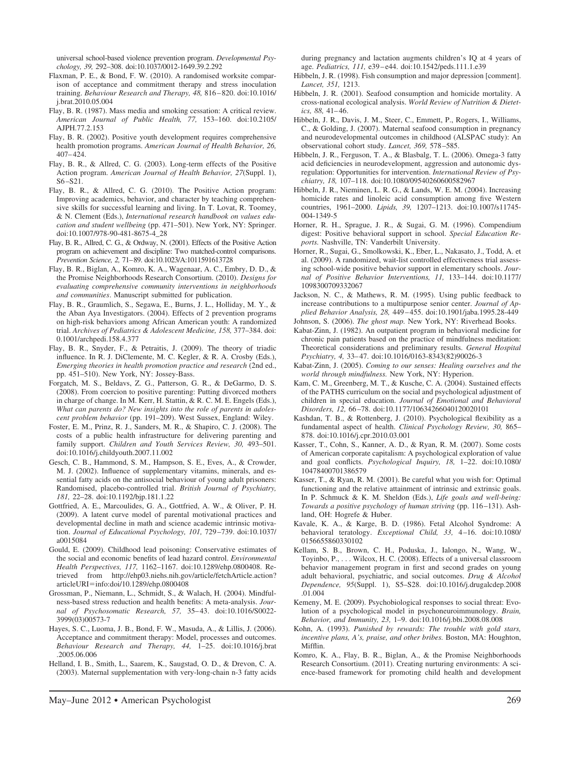universal school-based violence prevention program. *Developmental Psychology, 39,* 292–308. doi:10.1037/0012-1649.39.2.292

Flaxman, P. E., & Bond, F. W. (2010). A randomised worksite comparison of acceptance and commitment therapy and stress inoculation training. *Behaviour Research and Therapy, 48,* 816–820. doi:10.1016/j.brat.2010.05.004

Flay, B. R. (1987). Mass media and smoking cessation: A critical review. *American Journal of Public Health, 77,* 153–160. doi:10.2105/AJPH.77.2.153

Flay, B. R. (2002). Positive youth development requires comprehensive health promotion programs. *American Journal of Health Behavior, 26,* 407–424.

Flay, B. R., & Allred, C. G. (2003). Long-term effects of the Positive Action program. *American Journal of Health Behavior, 27*(Suppl. 1), S6–S21.

Flay, B. R., & Allred, C. G. (2010). The Positive Action program: Improving academics, behavior, and character by teaching comprehensive skills for successful learning and living. In T. Lovat, R. Toomey, & N. Clement (Eds.), *International research handbook on values education and student wellbeing* (pp. 471–501). New York, NY: Springer. doi:10.1007/978-90-481-8675-4_28

Flay, B. R., Allred, C. G., & Ordway, N. (2001). Effects of the Positive Action program on achievement and discipline: Two matched-control comparisons. *Prevention Science, 2,* 71–89. doi:10.1023/A:1011591613728

Flay, B. R., Biglan, A., Komro, K. A., Wagenaar, A. C., Embry, D. D., & the Promise Neighborhoods Research Consortium. (2010). *Designs for evaluating comprehensive community interventions in neighborhoods and communities*. Manuscript submitted for publication.

Flay, B. R., Graumlich, S., Segawa, E., Burns, J. L., Holliday, M. Y., & the Aban Aya Investigators. (2004). Effects of 2 prevention programs on high-risk behaviors among African American youth: A randomized trial. *Archives of Pediatrics & Adolescent Medicine, 158,* 377–384. doi:0.1001/archpedi.158.4.377

Flay, B. R., Snyder, F., & Petraitis, J. (2009). The theory of triadic influence. In R. J. DiClemente, M. C. Kegler, & R. A. Crosby (Eds.), *Emerging theories in health promotion practice and research* (2nd ed., pp. 451–510). New York, NY: Jossey-Bass.

Forgatch, M. S., Beldavs, Z. G., Patterson, G. R., & DeGarmo, D. S. (2008). From coercion to positive parenting: Putting divorced mothers in charge of change. In M. Kerr, H. Stattin, & R. C. M. E. Engels (Eds.), *What can parents do? New insights into the role of parents in adolescent problem behavior* (pp. 191–209). West Sussex, England: Wiley.

Foster, E. M., Prinz, R. J., Sanders, M. R., & Shapiro, C. J. (2008). The costs of a public health infrastructure for delivering parenting and family support. *Children and Youth Services Review, 30,* 493–501. doi:10.1016/j.childyouth.2007.11.002

Gesch, C. B., Hammond, S. M., Hampson, S. E., Eves, A., & Crowder, M. J. (2002). Influence of supplementary vitamins, minerals, and essential fatty acids on the antisocial behaviour of young adult prisoners: Randomised, placebo-controlled trial. *British Journal of Psychiatry, 181,* 22–28. doi:10.1192/bjp.181.1.22

Gottfried, A. E., Marcoulides, G. A., Gottfried, A. W., & Oliver, P. H. (2009). A latent curve model of parental motivational practices and developmental decline in math and science academic intrinsic motivation. *Journal of Educational Psychology, 101,* 729–739. doi:10.1037/a0015084

Gould, E. (2009). Childhood lead poisoning: Conservative estimates of the social and economic benefits of lead hazard control. *Environmental Health Perspectives, 117,* 1162–1167. doi:10.1289/ehp.0800408. Retrieved from http://ehp03.niehs.nih.gov/article/fetchArticle.action?articleURI=info:doi/10.1289/ehp.0800408

Grossman, P., Niemann, L., Schmidt, S., & Walach, H. (2004). Mindfulness-based stress reduction and health benefits: A meta-analysis. *Journal of Psychosomatic Research, 57,* 35–43. doi:10.1016/S0022-3999(03)00573-7

Hayes, S. C., Luoma, J. B., Bond, F. W., Masuda, A., & Lillis, J. (2006). Acceptance and commitment therapy: Model, processes and outcomes. *Behaviour Research and Therapy, 44,* 1–25. doi:10.1016/j.brat.2005.06.006

Helland, I. B., Smith, L., Saarem, K., Saugstad, O. D., & Drevon, C. A. (2003). Maternal supplementation with very-long-chain n-3 fatty acids during pregnancy and lactation augments children's IQ at 4 years of age. *Pediatrics, 111,* e39–e44. doi:10.1542/peds.111.1.e39

Hibbeln, J. R. (1998). Fish consumption and major depression [comment]. *Lancet, 351,* 1213.

Hibbeln, J. R. (2001). Seafood consumption and homicide mortality. A cross-national ecological analysis. *World Review of Nutrition & Dietetics, 88,* 41–46.

Hibbeln, J. R., Davis, J. M., Steer, C., Emmett, P., Rogers, I., Williams, C., & Golding, J. (2007). Maternal seafood consumption in pregnancy and neurodevelopmental outcomes in childhood (ALSPAC study): An observational cohort study. *Lancet, 369,* 578–585.

Hibbeln, J. R., Ferguson, T. A., & Blasbalg, T. L. (2006). Omega-3 fatty acid deficiencies in neurodevelopment, aggression and autonomic dysregulation: Opportunities for intervention. *International Review of Psychiatry, 18,* 107–118. doi:10.1080/09540260600582967

Hibbeln, J. R., Nieminen, L. R. G., & Lands, W. E. M. (2004). Increasing homicide rates and linoleic acid consumption among five Western countries, 1961–2000. *Lipids, 39,* 1207–1213. doi:10.1007/s11745-004-1349-5

Horner, R. H., Sprague, J. R., & Sugai, G. M. (1996). Compendium digest: Positive behavioral support in school. *Special Education Reports.* Nashville, TN: Vanderbilt University.

Horner, R., Sugai, G., Smolkowski, K., Eber, L., Nakasato, J., Todd, A. et al. (2009). A randomized, wait-list controlled effectiveness trial assessing school-wide positive behavior support in elementary schools. *Journal of Positive Behavior Interventions, 11,* 133–144. doi:10.1177/1098300709332067

Jackson, N. C., & Mathews, R. M. (1995). Using public feedback to increase contributions to a multipurpose senior center. *Journal of Applied Behavior Analysis, 28,* 449–455. doi:10.1901/jaba.1995.28-449

Johnson, S. (2006). *The ghost map.* New York, NY: Riverhead Books.

Kabat-Zinn, J. (1982). An outpatient program in behavioral medicine for chronic pain patients based on the practice of mindfulness meditation: Theoretical considerations and preliminary results. *General Hospital Psychiatry, 4,* 33–47. doi:10.1016/0163-8343(82)90026-3

Kabat-Zinn, J. (2005). *Coming to our senses: Healing ourselves and the world through mindfulness.* New York, NY: Hyperion.

Kam, C. M., Greenberg, M. T., & Kusche, C. A. (2004). Sustained effects of the PATHS curriculum on the social and psychological adjustment of children in special education. *Journal of Emotional and Behavioral Disorders, 12,* 66–78. doi:10.1177/10634266040120020101

Kashdan, T. B., & Rottenberg, J. (2010). Psychological flexibility as a fundamental aspect of health. *Clinical Psychology Review, 30,* 865–878. doi:10.1016/j.cpr.2010.03.001

Kasser, T., Cohn, S., Kanner, A. D., & Ryan, R. M. (2007). Some costs of American corporate capitalism: A psychological exploration of value and goal conflicts. *Psychological Inquiry, 18,* 1–22. doi:10.1080/10478400701386579

Kasser, T., & Ryan, R. M. (2001). Be careful what you wish for: Optimal functioning and the relative attainment of intrinsic and extrinsic goals. In P. Schmuck & K. M. Sheldon (Eds.), *Life goals and well-being: Towards a positive psychology of human striving* (pp. 116–131). Ashland, OH: Hogrefe & Huber.

Kavale, K. A., & Karge, B. D. (1986). Fetal Alcohol Syndrome: A behavioral teratology. *Exceptional Child, 33,* 4–16. doi:10.1080/0156655860330102

Kellam, S. B., Brown, C. H., Poduska, J., Ialongo, N., Wang, W., Toyinbo, P., . . . Wilcox, H. C. (2008). Effects of a universal classroom behavior management program in first and second grades on young adult behavioral, psychiatric, and social outcomes. *Drug & Alcohol Dependence, 95*(Suppl. 1), S5–S28. doi:10.1016/j.drugalcdep.2008.01.004

Kemeny, M. E. (2009). Psychobiological responses to social threat: Evolution of a psychological model in psychoneuroimmunology. *Brain, Behavior, and Immunity, 23,* 1–9. doi:10.1016/j.bbi.2008.08.008

Kohn, A. (1993). *Punished by rewards: The trouble with gold stars, incentive plans, A's, praise, and other bribes.* Boston, MA: Houghton, Mifflin.

Komro, K. A., Flay, B. R., Biglan, A., & the Promise Neighborhoods Research Consortium. (2011). Creating nurturing environments: A science-based framework for promoting child health and development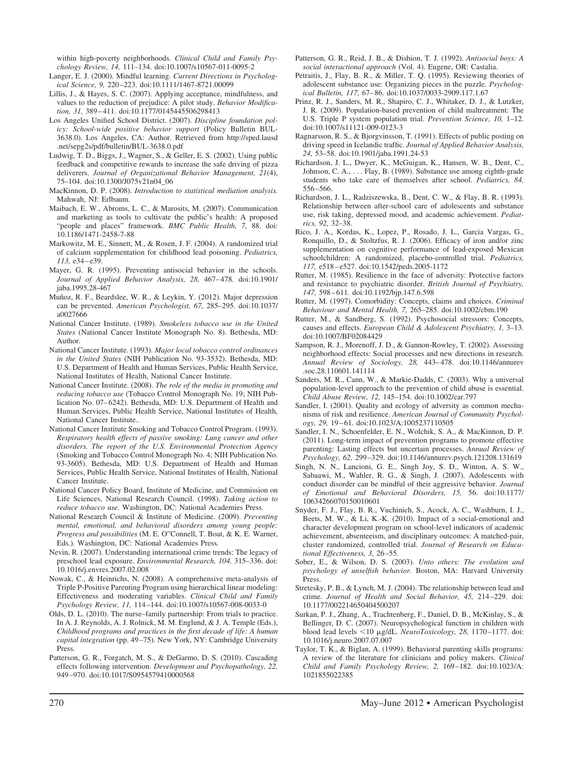within high-poverty neighborhoods. *Clinical Child and Family Psychology Review, 14,* 111–134. doi:10.1007/s10567-011-0095-2

Langer, E. J. (2000). Mindful learning. *Current Directions in Psychological Science, 9,* 220–223. doi:10.1111/1467-8721.00099

Lillis, J., & Hayes, S. C. (2007). Applying acceptance, mindfulness, and values to the reduction of prejudice: A pilot study. *Behavior Modification, 31,* 389–411. doi:10.1177/0145445506298413

Los Angeles Unified School District. (2007). *Discipline foundation policy: School-wide positive behavior support* (Policy Bulletin BUL-3638.0). Los Angeles, CA: Author. Retrieved from http://sped.lausd.net/sepg2s/pdf/bulletin/BUL-3638.0.pdf

Ludwig, T. D., Biggs, J., Wagner, S., & Geller, E. S. (2002). Using public feedback and competitive rewards to increase the safe driving of pizza deliverers. *Journal of Organizational Behavior Management, 21*(4), 75–104. doi:10.1300/J075v21n04_06

MacKinnon, D. P. (2008). *Introduction to statistical mediation analysis.* Mahwah, NJ: Erlbaum.

Maibach, E. W., Abroms, L. C., & Marosits, M. (2007). Communication and marketing as tools to cultivate the public's health: A proposed "people and places" framework. *BMC Public Health, 7,* 88. doi:10.1186/1471-2458-7-88

Markowitz, M. E., Sinnett, M., & Rosen, J. F. (2004). A randomized trial of calcium supplementation for childhood lead poisoning. *Pediatrics, 113,* e34–e39.

Mayer, G. R. (1995). Preventing antisocial behavior in the schools. *Journal of Applied Behavior Analysis, 28,* 467–478. doi:10.1901/jaba.1995.28-467

Muñoz, R. F., Beardslee, W. R., & Leykin, Y. (2012). Major depression can be prevented. *American Psychologist, 67,* 285–295. doi:10.1037/a0027666

National Cancer Institute. (1989). *Smokeless tobacco use in the United States* (National Cancer Institute Monograph No. 8). Bethesda, MD: Author.

National Cancer Institute. (1993). *Major local tobacco control ordinances in the United States* (NIH Publication No. 93-3532). Bethesda, MD: U.S. Department of Health and Human Services, Public Health Service, National Institutes of Health, National Cancer Institute.

National Cancer Institute. (2008). *The role of the media in promoting and reducing tobacco use* (Tobacco Control Monograph No. 19; NIH Publication No. 07–6242). Bethesda, MD: U.S. Department of Health and Human Services, Public Health Service, National Institutes of Health, National Cancer Institute..

National Cancer Institute Smoking and Tobacco Control Program. (1993). *Respiratory health effects of passive smoking: Lung cancer and other disorders. The report of the U.S. Environmental Protection Agency* (Smoking and Tobacco Control Monograph No. 4; NIH Publication No. 93-3605). Bethesda, MD: U.S. Department of Health and Human Services, Public Health Service, National Institutes of Health, National Cancer Institute.

National Cancer Policy Board, Institute of Medicine, and Commission on Life Sciences, National Research Council. (1998). *Taking action to reduce tobacco use.* Washington, DC: National Academies Press.

National Research Council & Institute of Medicine. (2009). *Preventing mental, emotional, and behavioral disorders among young people: Progress and possibilities* (M. E. O"Connell, T. Boat, & K. E. Warner, Eds.)*.* Washington, DC: National Academies Press*.*

Nevin, R. (2007). Understanding international crime trends: The legacy of preschool lead exposure. *Environmental Research, 104,* 315–336. doi:10.1016/j.envres.2007.02.008

Nowak, C., & Heinrichs, N. (2008). A comprehensive meta-analysis of Triple P-Positive Parenting Program using hierarchical linear modeling: Effectiveness and moderating variables. *Clinical Child and Family Psychology Review, 11,* 114–144. doi:10.1007/s10567-008-0033-0

Olds, D. L. (2010). The nurse–family partnership: From trials to practice. In A. J. Reynolds, A. J. Rolnick, M. M. Englund, & J. A. Temple (Eds.), *Childhood programs and practices in the first decade of life: A human capital integration* (pp. 49–75). New York, NY: Cambridge University Press.

Patterson, G. R., Forgatch, M. S., & DeGarmo, D. S. (2010). Cascading effects following intervention. *Development and Psychopathology, 22,* 949–970. doi:10.1017/S0954579410000568

Patterson, G. R., Reid, J. B., & Dishion, T. J. (1992). *Antisocial boys: A social interactional approach* (Vol. 4). Eugene, OR: Castalia.

Petraitis, J., Flay, B. R., & Miller, T. Q. (1995). Reviewing theories of adolescent substance use: Organizing pieces in the puzzle. *Psychological Bulletin, 117,* 67–86. doi:10.1037/0033-2909.117.1.67

Prinz, R. J., Sanders, M. R., Shapiro, C. J., Whitaker, D. J., & Lutzker, J. R. (2009). Population-based prevention of child maltreatment: The U.S. Triple P system population trial. *Prevention Science, 10,* 1–12. doi:10.1007/s11121-009-0123-3

Ragnarsson, R. S., & Bjorgvinsson, T. (1991). Effects of public posting on driving speed in Icelandic traffic. *Journal of Applied Behavior Analysis, 24,* 53–58. doi:10.1901/jaba.1991.24-53

Richardson, J. L., Dwyer, K., McGuigan, K., Hansen, W. B., Dent, C., Johnson, C. A., . . . Flay, B. (1989). Substance use among eighth-grade students who take care of themselves after school. *Pediatrics, 84,* 556–566.

Richardson, J. L., Radziszewska, B., Dent, C. W., & Flay, B. R. (1993). Relationship between after-school care of adolescents and substance use, risk taking, depressed mood, and academic achievement. *Pediatrics, 92,* 32–38.

Rico, J. A., Kordas, K., Lopez, P., Rosado, J. L., Garcia Vargas, G., Ronquillo, D., & Stoltzfus, R. J. (2006). Efficacy of iron and/or zinc supplementation on cognitive performance of lead-exposed Mexican schoolchildren: A randomized, placebo-controlled trial. *Pediatrics, 117,* e518–e527. doi:10.1542/peds.2005-1172

Rutter, M. (1985). Resilience in the face of adversity: Protective factors and resistance to psychiatric disorder. *British Journal of Psychiatry, 147,* 598–611. doi:10.1192/bjp.147.6.598

Rutter, M. (1997). Comorbidity: Concepts, claims and choices. *Criminal Behaviour and Mental Health, 7,* 265–285. doi:10.1002/cbm.190

Rutter, M., & Sandberg, S. (1992). Psychosocial stressors: Concepts, causes and effects. *European Child & Adolescent Psychiatry, 1,* 3–13. doi:10.1007/BF02084429

Sampson, R. J., Morenoff, J. D., & Gannon-Rowley, T. (2002). Assessing neighborhood effects: Social processes and new directions in research. *Annual Review of Sociology, 28,* 443–478. doi:10.1146/annurev.soc.28.110601.141114

Sanders, M. R., Cann, W., & Markie-Dadds, C. (2003). Why a universal population-level approach to the prevention of child abuse is essential. *Child Abuse Review, 12,* 145–154. doi:10.1002/car.797

Sandler, I. (2001). Quality and ecology of adversity as common mechanisms of risk and resilience. *American Journal of Community Psychology, 29,* 19–61. doi:10.1023/A:1005237110505

Sandler, I. N., Schoenfelder, E. N., Wolchik, S. A., & MacKinnon, D. P. (2011). Long-term impact of prevention programs to promote effective parenting: Lasting effects but uncertain processes. *Annual Review of Psychology, 62,* 299–329. doi:10.1146/annurev.psych.121208.131619

Singh, N. N., Lancioni, G. E., Singh Joy, S. D., Winton, A. S. W., Sabaawi, M., Wahler, R. G., & Singh, J. (2007). Adolescents with conduct disorder can be mindful of their aggressive behavior. *Journal of Emotional and Behavioral Disorders, 15,* 56. doi:10.1177/10634266070150010601

Snyder, F. J., Flay, B. R., Vuchinich, S., Acock, A. C., Washburn, I. J., Beets, M. W., & Li, K.-K. (2010). Impact of a social-emotional and character development program on school-level indicators of academic achievement, absenteeism, and disciplinary outcomes: A matched-pair, cluster randomized, controlled trial. *Journal of Research on Educational Effectiveness, 3,* 26–55.

Sober, E., & Wilson, D. S. (2003). *Unto others: The evolution and psychology of unselfish behavior.* Boston, MA: Harvard University Press.

Stretesky, P. B., & Lynch, M. J. (2004). The relationship between lead and crime. *Journal of Health and Social Behavior, 45,* 214–229. doi:10.1177/002214650404500207

Surkan, P. J., Zhang, A., Trachtenberg, F., Daniel, D. B., McKinlay, S., & Bellinger, D. C. (2007). Neuropsychological function in children with blood lead levels <10 μg/dL. *NeuroToxicology, 28,* 1170–1177. doi:10.1016/j.neuro.2007.07.007

Taylor, T. K., & Biglan, A. (1999). Behavioral parenting skills programs: A review of the literature for clinicians and policy makers. *Clinical Child and Family Psychology Review, 2,* 169–182. doi:10.1023/A:1021855022385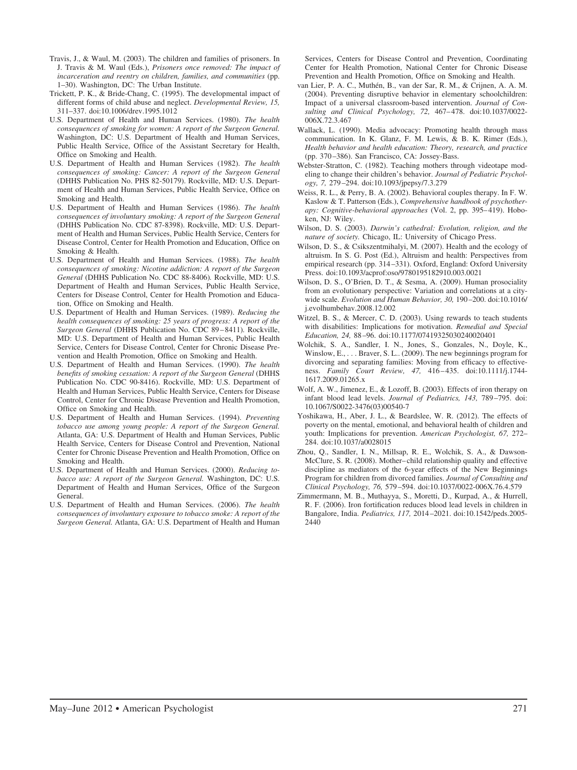Travis, J., & Waul, M. (2003). The children and families of prisoners. In J. Travis & M. Waul (Eds.), *Prisoners once removed: The impact of incarceration and reentry on children, families, and communities* (pp. 1–30). Washington, DC: The Urban Institute.

Trickett, P. K., & Bride-Chang, C. (1995). The developmental impact of different forms of child abuse and neglect. *Developmental Review, 15,* 311–337. doi:10.1006/drev.1995.1012

U.S. Department of Health and Human Services. (1980). *The health consequences of smoking for women: A report of the Surgeon General.* Washington, DC: U.S. Department of Health and Human Services, Public Health Service, Office of the Assistant Secretary for Health, Office on Smoking and Health.

U.S. Department of Health and Human Services (1982). *The health consequences of smoking: Cancer: A report of the Surgeon General* (DHHS Publication No. PHS 82-50179). Rockville, MD: U.S. Department of Health and Human Services, Public Health Service, Office on Smoking and Health.

U.S. Department of Health and Human Services (1986). *The health consequences of involuntary smoking: A report of the Surgeon General* (DHHS Publication No. CDC 87-8398). Rockville, MD: U.S. Department of Health and Human Services, Public Health Service, Centers for Disease Control, Center for Health Promotion and Education, Office on Smoking & Health.

U.S. Department of Health and Human Services. (1988). *The health consequences of smoking: Nicotine addiction: A report of the Surgeon General* (DHHS Publication No. CDC 88-8406)*.* Rockville, MD: U.S. Department of Health and Human Services, Public Health Service, Centers for Disease Control, Center for Health Promotion and Education, Office on Smoking and Health.

U.S. Department of Health and Human Services. (1989). *Reducing the health consequences of smoking: 25 years of progress: A report of the Surgeon General* (DHHS Publication No. CDC 89–8411)*.* Rockville, MD: U.S. Department of Health and Human Services, Public Health Service, Centers for Disease Control, Center for Chronic Disease Prevention and Health Promotion, Office on Smoking and Health.

U.S. Department of Health and Human Services. (1990). *The health benefits of smoking cessation: A report of the Surgeon General* (DHHS Publication No. CDC 90-8416). Rockville, MD: U.S. Department of Health and Human Services, Public Health Service, Centers for Disease Control, Center for Chronic Disease Prevention and Health Promotion, Office on Smoking and Health.

U.S. Department of Health and Human Services. (1994). *Preventing tobacco use among young people: A report of the Surgeon General.* Atlanta, GA: U.S. Department of Health and Human Services, Public Health Service, Centers for Disease Control and Prevention, National Center for Chronic Disease Prevention and Health Promotion, Office on Smoking and Health.

U.S. Department of Health and Human Services. (2000). *Reducing tobacco use: A report of the Surgeon General.* Washington, DC: U.S. Department of Health and Human Services, Office of the Surgeon General.

U.S. Department of Health and Human Services. (2006). *The health consequences of involuntary exposure to tobacco smoke: A report of the Surgeon General.* Atlanta, GA: U.S. Department of Health and Human Services, Centers for Disease Control and Prevention, Coordinating Center for Health Promotion, National Center for Chronic Disease Prevention and Health Promotion, Office on Smoking and Health.

van Lier, P. A. C., Muthén, B., van der Sar, R. M., & Crijnen, A. A. M. (2004). Preventing disruptive behavior in elementary schoolchildren: Impact of a universal classroom-based intervention. *Journal of Consulting and Clinical Psychology, 72,* 467–478. doi:10.1037/0022-006X.72.3.467

Wallack, L. (1990). Media advocacy: Promoting health through mass communication. In K. Glanz, F. M. Lewis, & B. K. Rimer (Eds.), *Health behavior and health education: Theory, research, and practice* (pp. 370–386). San Francisco, CA: Jossey-Bass.

Webster-Stratton, C. (1982). Teaching mothers through videotape modeling to change their children's behavior. *Journal of Pediatric Psychology, 7,* 279–294. doi:10.1093/jpepsy/7.3.279

Weiss, R. L., & Perry, B. A. (2002). Behavioral couples therapy. In F. W. Kaslow & T. Patterson (Eds.), *Comprehensive handbook of psychotherapy: Cognitive-behavioral approaches* (Vol. 2, pp. 395–419). Hoboken, NJ: Wiley.

Wilson, D. S. (2003). *Darwin's cathedral: Evolution, religion, and the nature of society.* Chicago, IL: University of Chicago Press.

Wilson, D. S., & Csikszentmihalyi, M. (2007). Health and the ecology of altruism. In S. G. Post (Ed.), Altruism and health: Perspectives from empirical research (pp. 314–331). Oxford, England: Oxford University Press. doi:10.1093/acprof:oso/9780195182910.003.0021

Wilson, D. S., O'Brien, D. T., & Sesma, A. (2009). Human prosociality from an evolutionary perspective: Variation and correlations at a city-wide scale. *Evolution and Human Behavior, 30,* 190–200. doi:10.1016/j.evolhumbehav.2008.12.002

Witzel, B. S., & Mercer, C. D. (2003). Using rewards to teach students with disabilities: Implications for motivation. *Remedial and Special Education, 24,* 88–96. doi:10.1177/07419325030240020401

Wolchik, S. A., Sandler, I. N., Jones, S., Gonzales, N., Doyle, K., Winslow, E., . . . Braver, S. L.. (2009). The new beginnings program for divorcing and separating families: Moving from efficacy to effectiveness. *Family Court Review, 47,* 416–435. doi:10.1111/j.1744-1617.2009.01265.x

Wolf, A. W., Jimenez, E., & Lozoff, B. (2003). Effects of iron therapy on infant blood lead levels. *Journal of Pediatrics, 143,* 789–795. doi:10.1067/S0022-3476(03)00540-7

Yoshikawa, H., Aber, J. L., & Beardslee, W. R. (2012). The effects of poverty on the mental, emotional, and behavioral health of children and youth: Implications for prevention. *American Psychologist, 67,* 272–284. doi:10.1037/a0028015

Zhou, Q., Sandler, I. N., Millsap, R. E., Wolchik, S. A., & Dawson-McClure, S. R. (2008). Mother–child relationship quality and effective discipline as mediators of the 6-year effects of the New Beginnings Program for children from divorced families. *Journal of Consulting and Clinical Psychology, 76,* 579–594. doi:10.1037/0022-006X.76.4.579

Zimmermann, M. B., Muthayya, S., Moretti, D., Kurpad, A., & Hurrell, R. F. (2006). Iron fortification reduces blood lead levels in children in Bangalore, India. *Pediatrics, 117,* 2014–2021. doi:10.1542/peds.2005-2440